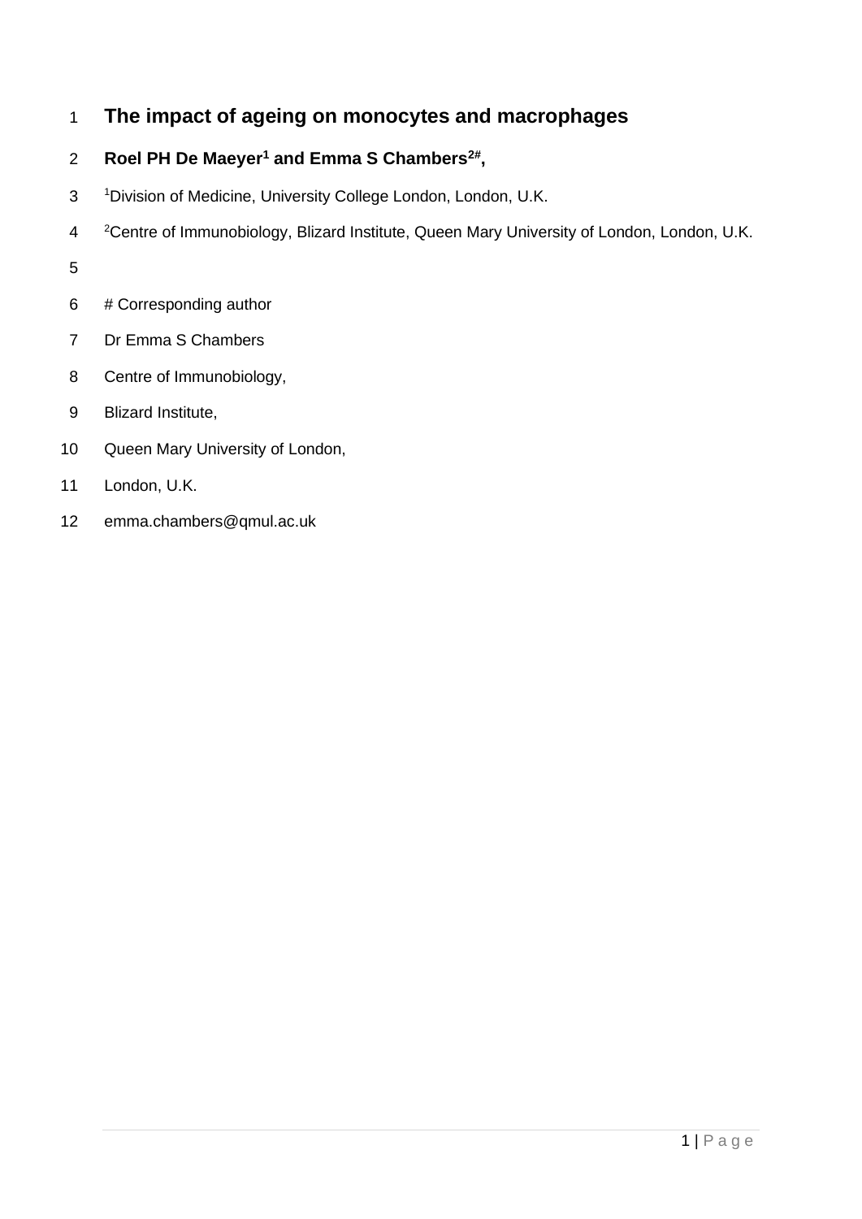# The impact of ageing on monocytes and macrophages

**Roel PH De Maeyer[1] and Emma S Chambers[2#],**

[1]Division of Medicine, University College London, London, U.K.

[2]Centre of Immunobiology, Blizard Institute, Queen Mary University of London, London, U.K.

# Corresponding author

Dr Emma S Chambers

Centre of Immunobiology,

Blizard Institute,

Queen Mary University of London,

London, U.K.

emma.chambers@qmul.ac.uk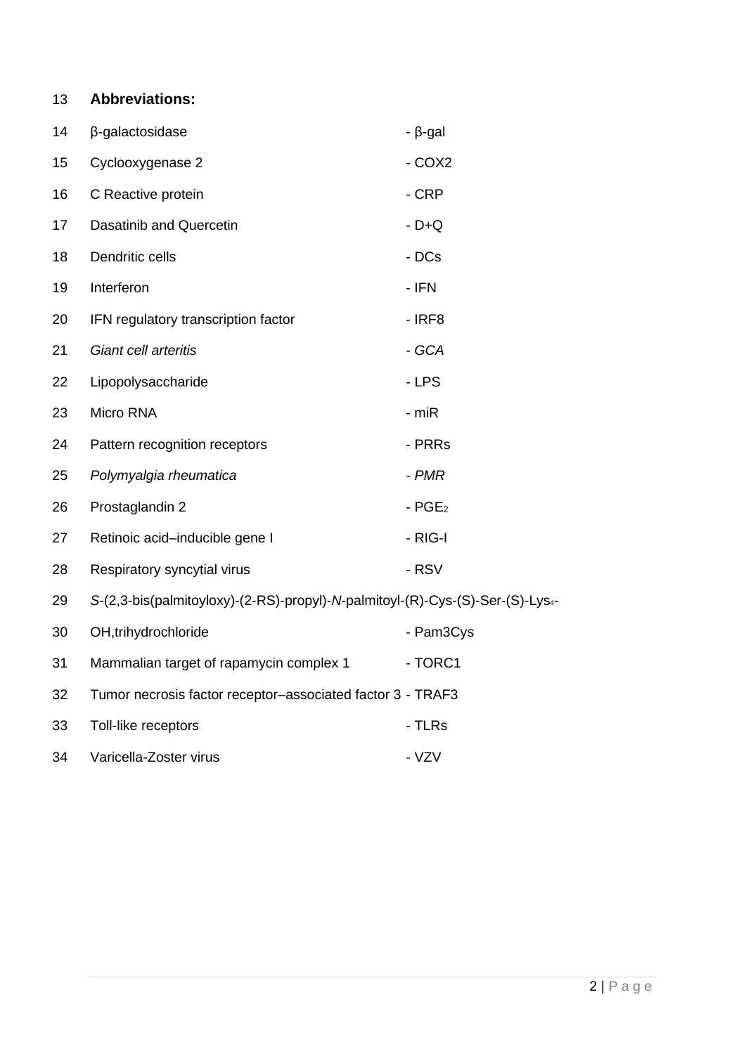**Abbreviations:**

| | |
|---|---|
| β-galactosidase | - β-gal |
| Cyclooxygenase 2 | - COX2 |
| C Reactive protein | - CRP |
| Dasatinib and Quercetin | - D+Q |
| Dendritic cells | - DCs |
| Interferon | - IFN |
| IFN regulatory transcription factor | - IRF8 |
| *Giant cell arteritis* | *- GCA* |
| Lipopolysaccharide | - LPS |
| Micro RNA | - miR |
| Pattern recognition receptors | - PRRs |
| *Polymyalgia rheumatica* | *- PMR* |
| Prostaglandin 2 | - $PGE_2$ |
| Retinoic acid–inducible gene I | - RIG-I |
| Respiratory syncytial virus | - RSV |
| *S*-(2,3-bis(palmitoyloxy)-(2-RS)-propyl)-*N*-palmitoyl-(R)-Cys-(S)-Ser-(S)-$Lys_4$-OH,trihydrochloride | - Pam3Cys |
| Mammalian target of rapamycin complex 1 | - TORC1 |
| Tumor necrosis factor receptor–associated factor 3 | - TRAF3 |
| Toll-like receptors | - TLRs |
| Varicella-Zoster virus | - VZV |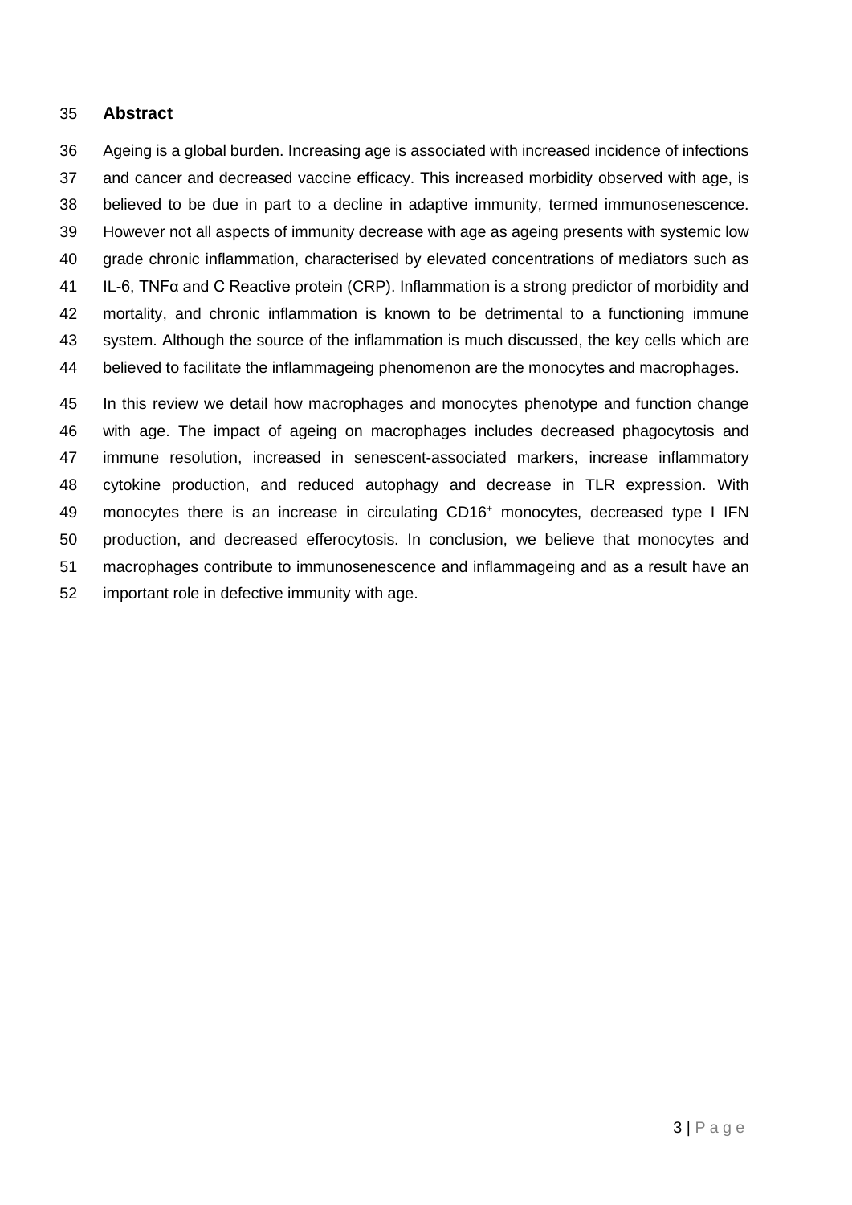## Abstract

Ageing is a global burden. Increasing age is associated with increased incidence of infections and cancer and decreased vaccine efficacy. This increased morbidity observed with age, is believed to be due in part to a decline in adaptive immunity, termed immunosenescence. However not all aspects of immunity decrease with age as ageing presents with systemic low grade chronic inflammation, characterised by elevated concentrations of mediators such as IL-6, TNFα and C Reactive protein (CRP). Inflammation is a strong predictor of morbidity and mortality, and chronic inflammation is known to be detrimental to a functioning immune system. Although the source of the inflammation is much discussed, the key cells which are believed to facilitate the inflammageing phenomenon are the monocytes and macrophages.

In this review we detail how macrophages and monocytes phenotype and function change with age. The impact of ageing on macrophages includes decreased phagocytosis and immune resolution, increased in senescent-associated markers, increase inflammatory cytokine production, and reduced autophagy and decrease in TLR expression. With monocytes there is an increase in circulating CD16$^{+}$ monocytes, decreased type I IFN production, and decreased efferocytosis. In conclusion, we believe that monocytes and macrophages contribute to immunosenescence and inflammageing and as a result have an important role in defective immunity with age.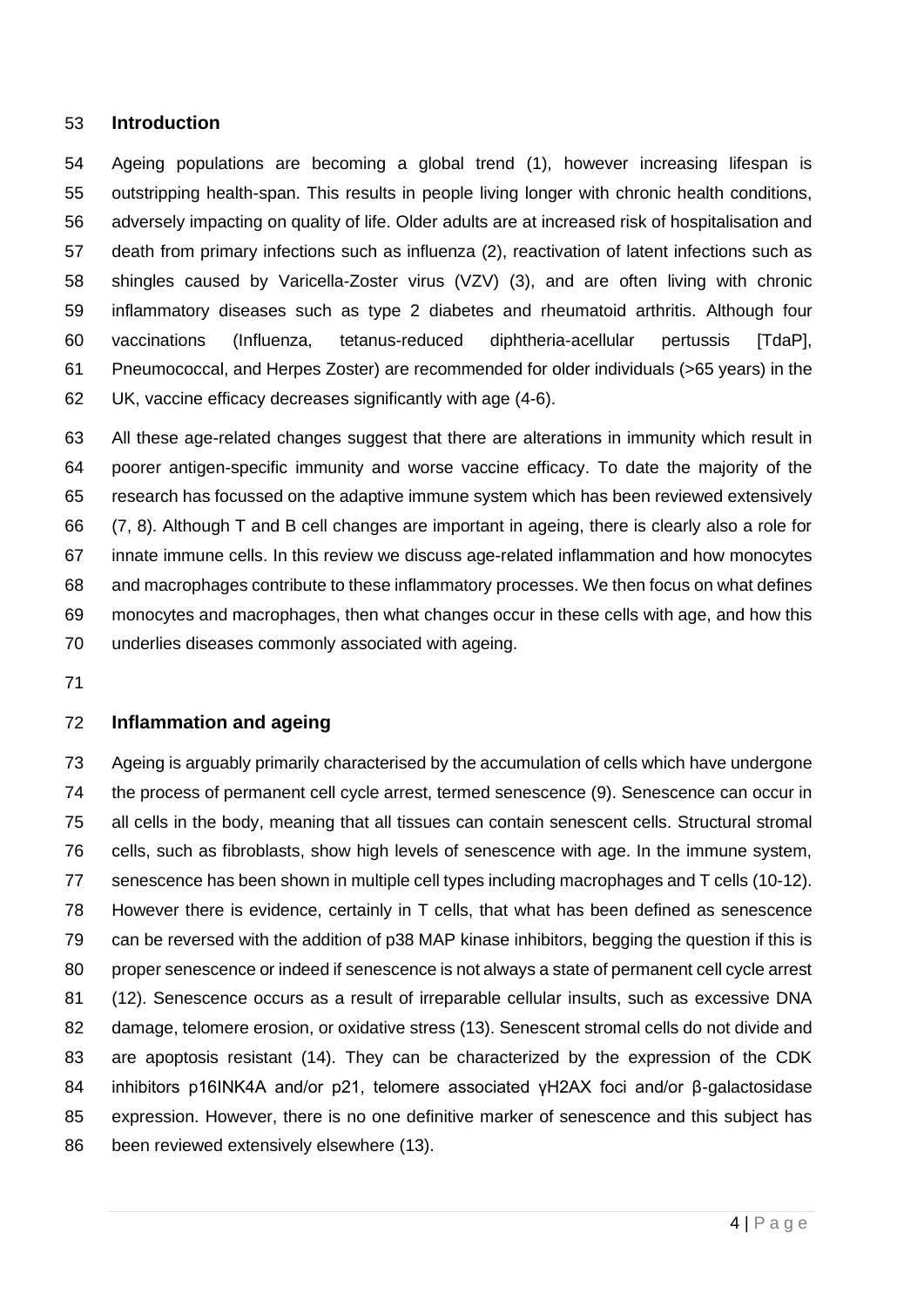## Introduction

Ageing populations are becoming a global trend (1), however increasing lifespan is outstripping health-span. This results in people living longer with chronic health conditions, adversely impacting on quality of life. Older adults are at increased risk of hospitalisation and death from primary infections such as influenza (2), reactivation of latent infections such as shingles caused by Varicella-Zoster virus (VZV) (3), and are often living with chronic inflammatory diseases such as type 2 diabetes and rheumatoid arthritis. Although four vaccinations (Influenza, tetanus-reduced diphtheria-acellular pertussis [TdaP], Pneumococcal, and Herpes Zoster) are recommended for older individuals (>65 years) in the UK, vaccine efficacy decreases significantly with age (4-6).

All these age-related changes suggest that there are alterations in immunity which result in poorer antigen-specific immunity and worse vaccine efficacy. To date the majority of the research has focussed on the adaptive immune system which has been reviewed extensively (7, 8). Although T and B cell changes are important in ageing, there is clearly also a role for innate immune cells. In this review we discuss age-related inflammation and how monocytes and macrophages contribute to these inflammatory processes. We then focus on what defines monocytes and macrophages, then what changes occur in these cells with age, and how this underlies diseases commonly associated with ageing.

## Inflammation and ageing

Ageing is arguably primarily characterised by the accumulation of cells which have undergone the process of permanent cell cycle arrest, termed senescence (9). Senescence can occur in all cells in the body, meaning that all tissues can contain senescent cells. Structural stromal cells, such as fibroblasts, show high levels of senescence with age. In the immune system, senescence has been shown in multiple cell types including macrophages and T cells (10-12). However there is evidence, certainly in T cells, that what has been defined as senescence can be reversed with the addition of p38 MAP kinase inhibitors, begging the question if this is proper senescence or indeed if senescence is not always a state of permanent cell cycle arrest (12). Senescence occurs as a result of irreparable cellular insults, such as excessive DNA damage, telomere erosion, or oxidative stress (13). Senescent stromal cells do not divide and are apoptosis resistant (14). They can be characterized by the expression of the CDK inhibitors p16INK4A and/or p21, telomere associated γH2AX foci and/or β-galactosidase expression. However, there is no one definitive marker of senescence and this subject has been reviewed extensively elsewhere (13).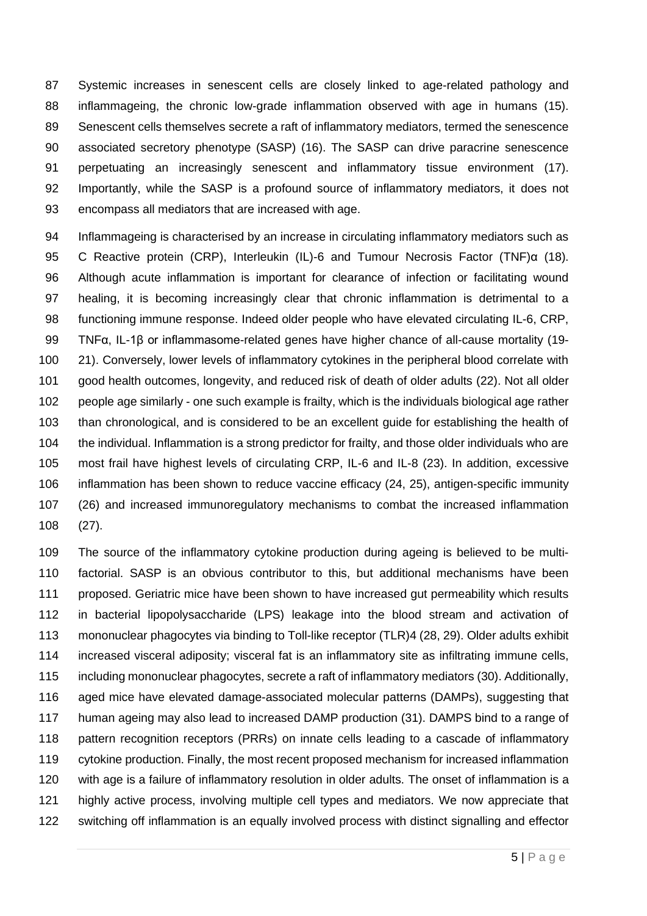Systemic increases in senescent cells are closely linked to age-related pathology and inflammageing, the chronic low-grade inflammation observed with age in humans (15). Senescent cells themselves secrete a raft of inflammatory mediators, termed the senescence associated secretory phenotype (SASP) (16). The SASP can drive paracrine senescence perpetuating an increasingly senescent and inflammatory tissue environment (17). Importantly, while the SASP is a profound source of inflammatory mediators, it does not encompass all mediators that are increased with age.

Inflammageing is characterised by an increase in circulating inflammatory mediators such as C Reactive protein (CRP), Interleukin (IL)-6 and Tumour Necrosis Factor (TNF)α (18). Although acute inflammation is important for clearance of infection or facilitating wound healing, it is becoming increasingly clear that chronic inflammation is detrimental to a functioning immune response. Indeed older people who have elevated circulating IL-6, CRP, TNFα, IL-1β or inflammasome-related genes have higher chance of all-cause mortality (19-21). Conversely, lower levels of inflammatory cytokines in the peripheral blood correlate with good health outcomes, longevity, and reduced risk of death of older adults (22). Not all older people age similarly - one such example is frailty, which is the individuals biological age rather than chronological, and is considered to be an excellent guide for establishing the health of the individual. Inflammation is a strong predictor for frailty, and those older individuals who are most frail have highest levels of circulating CRP, IL-6 and IL-8 (23). In addition, excessive inflammation has been shown to reduce vaccine efficacy (24, 25), antigen-specific immunity (26) and increased immunoregulatory mechanisms to combat the increased inflammation (27).

The source of the inflammatory cytokine production during ageing is believed to be multi-factorial. SASP is an obvious contributor to this, but additional mechanisms have been proposed. Geriatric mice have been shown to have increased gut permeability which results in bacterial lipopolysaccharide (LPS) leakage into the blood stream and activation of mononuclear phagocytes via binding to Toll-like receptor (TLR)4 (28, 29). Older adults exhibit increased visceral adiposity; visceral fat is an inflammatory site as infiltrating immune cells, including mononuclear phagocytes, secrete a raft of inflammatory mediators (30). Additionally, aged mice have elevated damage-associated molecular patterns (DAMPs), suggesting that human ageing may also lead to increased DAMP production (31). DAMPS bind to a range of pattern recognition receptors (PRRs) on innate cells leading to a cascade of inflammatory cytokine production. Finally, the most recent proposed mechanism for increased inflammation with age is a failure of inflammatory resolution in older adults. The onset of inflammation is a highly active process, involving multiple cell types and mediators. We now appreciate that switching off inflammation is an equally involved process with distinct signalling and effector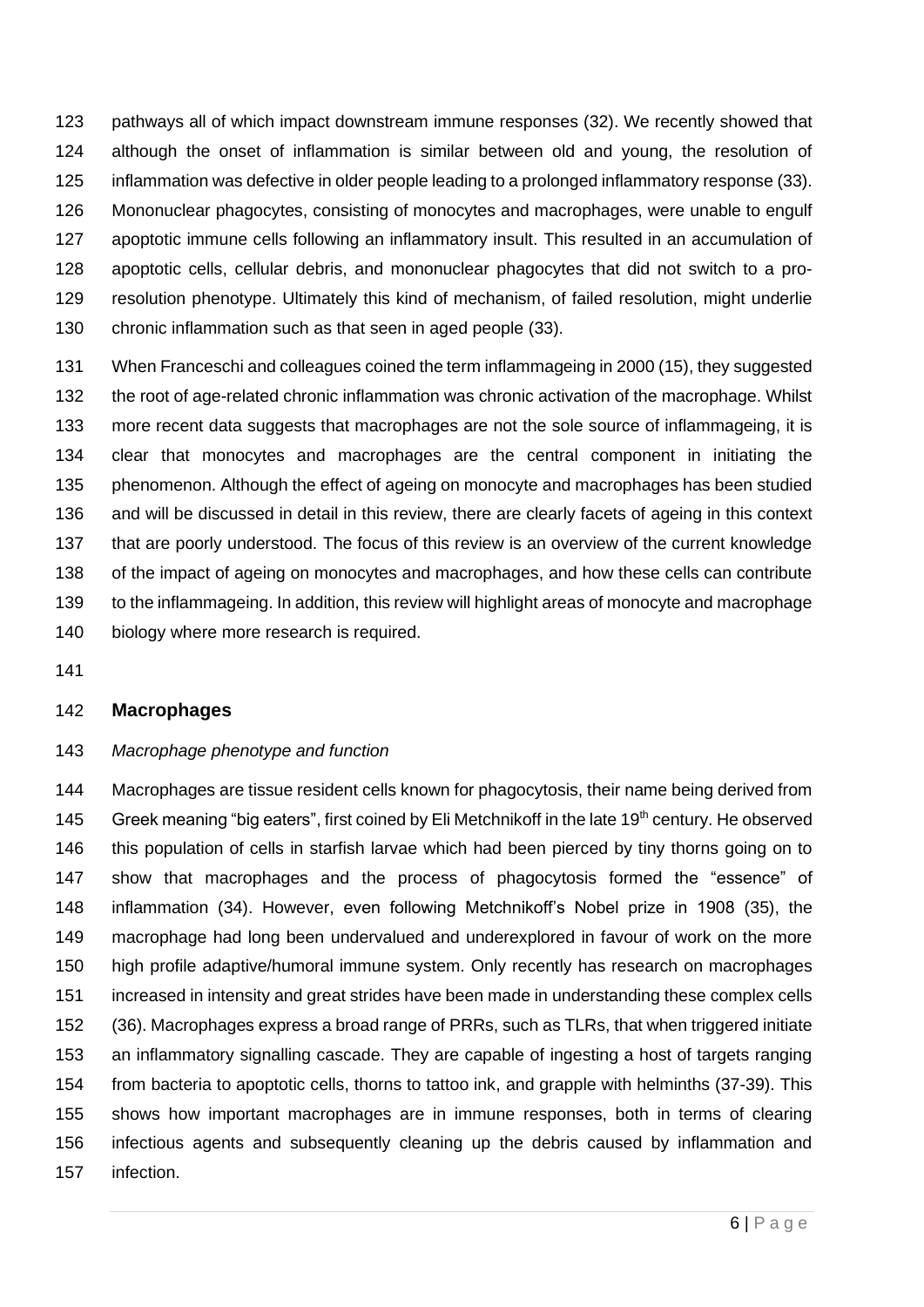pathways all of which impact downstream immune responses (32). We recently showed that although the onset of inflammation is similar between old and young, the resolution of inflammation was defective in older people leading to a prolonged inflammatory response (33). Mononuclear phagocytes, consisting of monocytes and macrophages, were unable to engulf apoptotic immune cells following an inflammatory insult. This resulted in an accumulation of apoptotic cells, cellular debris, and mononuclear phagocytes that did not switch to a pro-resolution phenotype. Ultimately this kind of mechanism, of failed resolution, might underlie chronic inflammation such as that seen in aged people (33).

When Franceschi and colleagues coined the term inflammageing in 2000 (15), they suggested the root of age-related chronic inflammation was chronic activation of the macrophage. Whilst more recent data suggests that macrophages are not the sole source of inflammageing, it is clear that monocytes and macrophages are the central component in initiating the phenomenon. Although the effect of ageing on monocyte and macrophages has been studied and will be discussed in detail in this review, there are clearly facets of ageing in this context that are poorly understood. The focus of this review is an overview of the current knowledge of the impact of ageing on monocytes and macrophages, and how these cells can contribute to the inflammageing. In addition, this review will highlight areas of monocyte and macrophage biology where more research is required.

## Macrophages

*Macrophage phenotype and function*

Macrophages are tissue resident cells known for phagocytosis, their name being derived from Greek meaning "big eaters", first coined by Eli Metchnikoff in the late 19th century. He observed this population of cells in starfish larvae which had been pierced by tiny thorns going on to show that macrophages and the process of phagocytosis formed the "essence" of inflammation (34). However, even following Metchnikoff's Nobel prize in 1908 (35), the macrophage had long been undervalued and underexplored in favour of work on the more high profile adaptive/humoral immune system. Only recently has research on macrophages increased in intensity and great strides have been made in understanding these complex cells (36). Macrophages express a broad range of PRRs, such as TLRs, that when triggered initiate an inflammatory signalling cascade. They are capable of ingesting a host of targets ranging from bacteria to apoptotic cells, thorns to tattoo ink, and grapple with helminths (37-39). This shows how important macrophages are in immune responses, both in terms of clearing infectious agents and subsequently cleaning up the debris caused by inflammation and infection.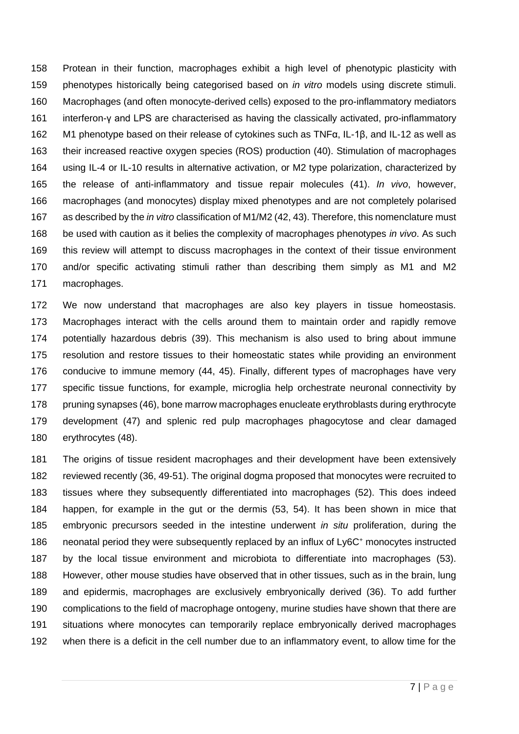Protean in their function, macrophages exhibit a high level of phenotypic plasticity with phenotypes historically being categorised based on *in vitro* models using discrete stimuli. Macrophages (and often monocyte-derived cells) exposed to the pro-inflammatory mediators interferon-γ and LPS are characterised as having the classically activated, pro-inflammatory M1 phenotype based on their release of cytokines such as TNFα, IL-1β, and IL-12 as well as their increased reactive oxygen species (ROS) production (40). Stimulation of macrophages using IL-4 or IL-10 results in alternative activation, or M2 type polarization, characterized by the release of anti-inflammatory and tissue repair molecules (41). *In vivo*, however, macrophages (and monocytes) display mixed phenotypes and are not completely polarised as described by the *in vitro* classification of M1/M2 (42, 43). Therefore, this nomenclature must be used with caution as it belies the complexity of macrophages phenotypes *in vivo*. As such this review will attempt to discuss macrophages in the context of their tissue environment and/or specific activating stimuli rather than describing them simply as M1 and M2 macrophages.

We now understand that macrophages are also key players in tissue homeostasis. Macrophages interact with the cells around them to maintain order and rapidly remove potentially hazardous debris (39). This mechanism is also used to bring about immune resolution and restore tissues to their homeostatic states while providing an environment conducive to immune memory (44, 45). Finally, different types of macrophages have very specific tissue functions, for example, microglia help orchestrate neuronal connectivity by pruning synapses (46), bone marrow macrophages enucleate erythroblasts during erythrocyte development (47) and splenic red pulp macrophages phagocytose and clear damaged erythrocytes (48).

The origins of tissue resident macrophages and their development have been extensively reviewed recently (36, 49-51). The original dogma proposed that monocytes were recruited to tissues where they subsequently differentiated into macrophages (52). This does indeed happen, for example in the gut or the dermis (53, 54). It has been shown in mice that embryonic precursors seeded in the intestine underwent *in situ* proliferation, during the neonatal period they were subsequently replaced by an influx of $Ly6C^+$ monocytes instructed by the local tissue environment and microbiota to differentiate into macrophages (53). However, other mouse studies have observed that in other tissues, such as in the brain, lung and epidermis, macrophages are exclusively embryonically derived (36). To add further complications to the field of macrophage ontogeny, murine studies have shown that there are situations where monocytes can temporarily replace embryonically derived macrophages when there is a deficit in the cell number due to an inflammatory event, to allow time for the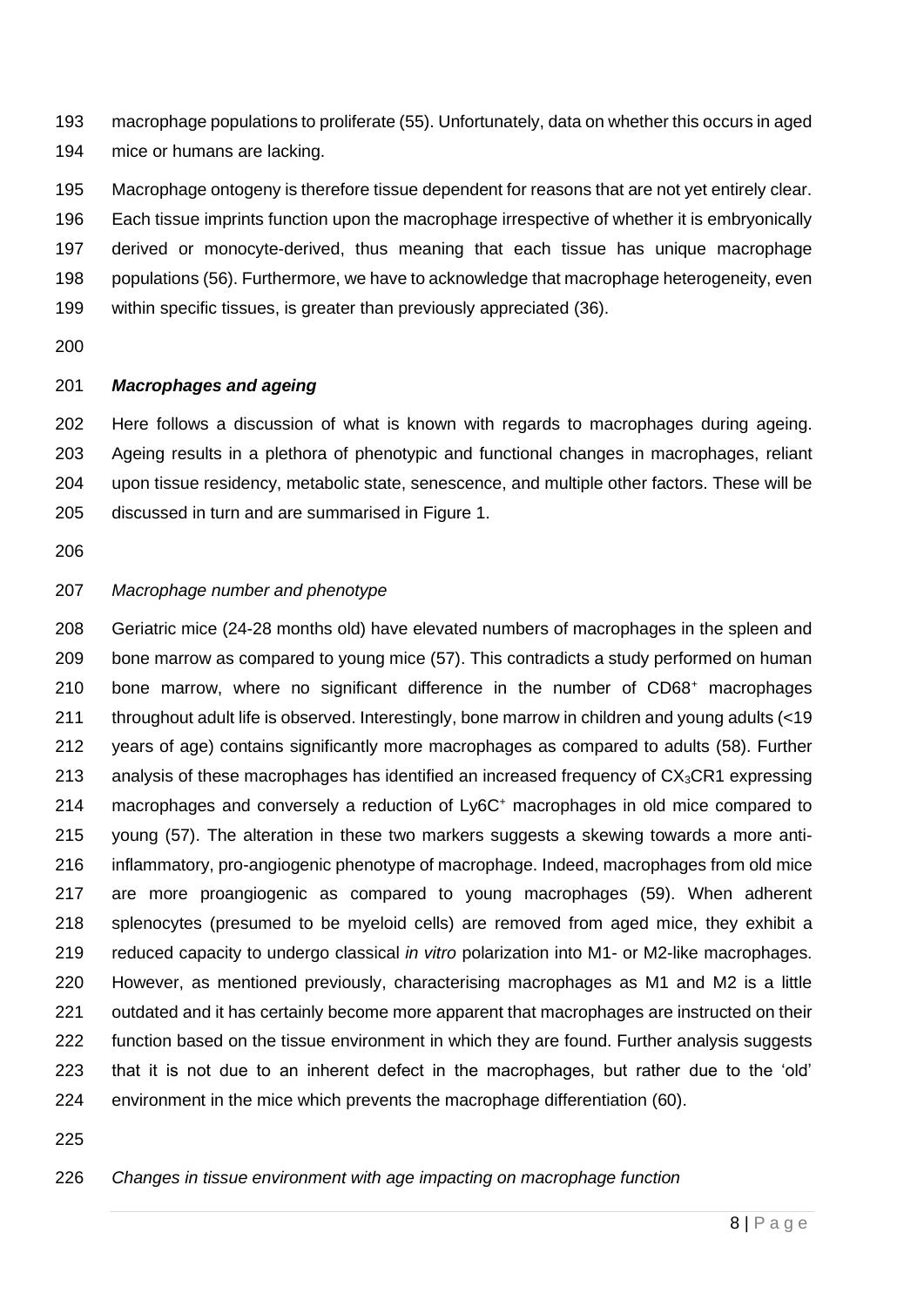macrophage populations to proliferate (55). Unfortunately, data on whether this occurs in aged mice or humans are lacking.

Macrophage ontogeny is therefore tissue dependent for reasons that are not yet entirely clear. Each tissue imprints function upon the macrophage irrespective of whether it is embryonically derived or monocyte-derived, thus meaning that each tissue has unique macrophage populations (56). Furthermore, we have to acknowledge that macrophage heterogeneity, even within specific tissues, is greater than previously appreciated (36).

## ***Macrophages and ageing***

Here follows a discussion of what is known with regards to macrophages during ageing. Ageing results in a plethora of phenotypic and functional changes in macrophages, reliant upon tissue residency, metabolic state, senescence, and multiple other factors. These will be discussed in turn and are summarised in Figure 1.

### *Macrophage number and phenotype*

Geriatric mice (24-28 months old) have elevated numbers of macrophages in the spleen and bone marrow as compared to young mice (57). This contradicts a study performed on human bone marrow, where no significant difference in the number of $CD68^+$ macrophages throughout adult life is observed. Interestingly, bone marrow in children and young adults (<19 years of age) contains significantly more macrophages as compared to adults (58). Further analysis of these macrophages has identified an increased frequency of $CX_3CR1$ expressing macrophages and conversely a reduction of $Ly6C^+$ macrophages in old mice compared to young (57). The alteration in these two markers suggests a skewing towards a more anti-inflammatory, pro-angiogenic phenotype of macrophage. Indeed, macrophages from old mice are more proangiogenic as compared to young macrophages (59). When adherent splenocytes (presumed to be myeloid cells) are removed from aged mice, they exhibit a reduced capacity to undergo classical *in vitro* polarization into M1- or M2-like macrophages. However, as mentioned previously, characterising macrophages as M1 and M2 is a little outdated and it has certainly become more apparent that macrophages are instructed on their function based on the tissue environment in which they are found. Further analysis suggests that it is not due to an inherent defect in the macrophages, but rather due to the 'old' environment in the mice which prevents the macrophage differentiation (60).

### *Changes in tissue environment with age impacting on macrophage function*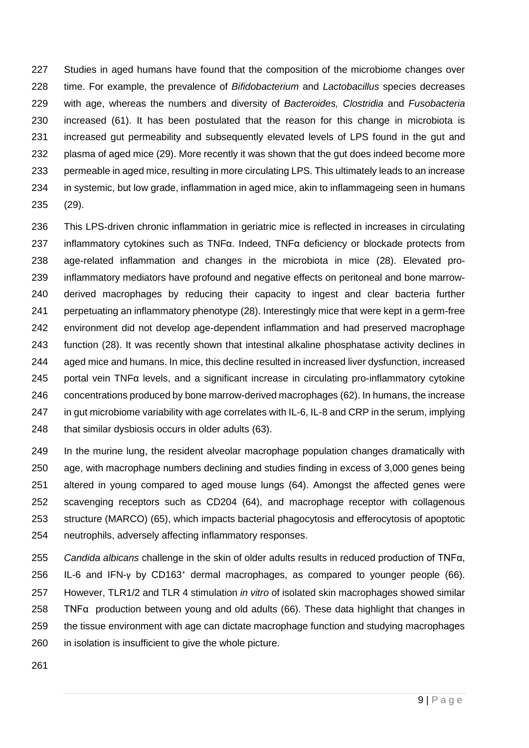Studies in aged humans have found that the composition of the microbiome changes over time. For example, the prevalence of *Bifidobacterium* and *Lactobacillus* species decreases with age, whereas the numbers and diversity of *Bacteroides, Clostridia* and *Fusobacteria* increased (61). It has been postulated that the reason for this change in microbiota is increased gut permeability and subsequently elevated levels of LPS found in the gut and plasma of aged mice (29). More recently it was shown that the gut does indeed become more permeable in aged mice, resulting in more circulating LPS. This ultimately leads to an increase in systemic, but low grade, inflammation in aged mice, akin to inflammageing seen in humans (29).

This LPS-driven chronic inflammation in geriatric mice is reflected in increases in circulating inflammatory cytokines such as TNFα. Indeed, TNFα deficiency or blockade protects from age-related inflammation and changes in the microbiota in mice (28). Elevated pro-inflammatory mediators have profound and negative effects on peritoneal and bone marrow-derived macrophages by reducing their capacity to ingest and clear bacteria further perpetuating an inflammatory phenotype (28). Interestingly mice that were kept in a germ-free environment did not develop age-dependent inflammation and had preserved macrophage function (28). It was recently shown that intestinal alkaline phosphatase activity declines in aged mice and humans. In mice, this decline resulted in increased liver dysfunction, increased portal vein TNFα levels, and a significant increase in circulating pro-inflammatory cytokine concentrations produced by bone marrow-derived macrophages (62). In humans, the increase in gut microbiome variability with age correlates with IL-6, IL-8 and CRP in the serum, implying that similar dysbiosis occurs in older adults (63).

In the murine lung, the resident alveolar macrophage population changes dramatically with age, with macrophage numbers declining and studies finding in excess of 3,000 genes being altered in young compared to aged mouse lungs (64). Amongst the affected genes were scavenging receptors such as CD204 (64), and macrophage receptor with collagenous structure (MARCO) (65), which impacts bacterial phagocytosis and efferocytosis of apoptotic neutrophils, adversely affecting inflammatory responses.

*Candida albicans* challenge in the skin of older adults results in reduced production of TNFα, IL-6 and IFN-γ by $CD163^+$ dermal macrophages, as compared to younger people (66). However, TLR1/2 and TLR 4 stimulation *in vitro* of isolated skin macrophages showed similar TNFα production between young and old adults (66). These data highlight that changes in the tissue environment with age can dictate macrophage function and studying macrophages in isolation is insufficient to give the whole picture.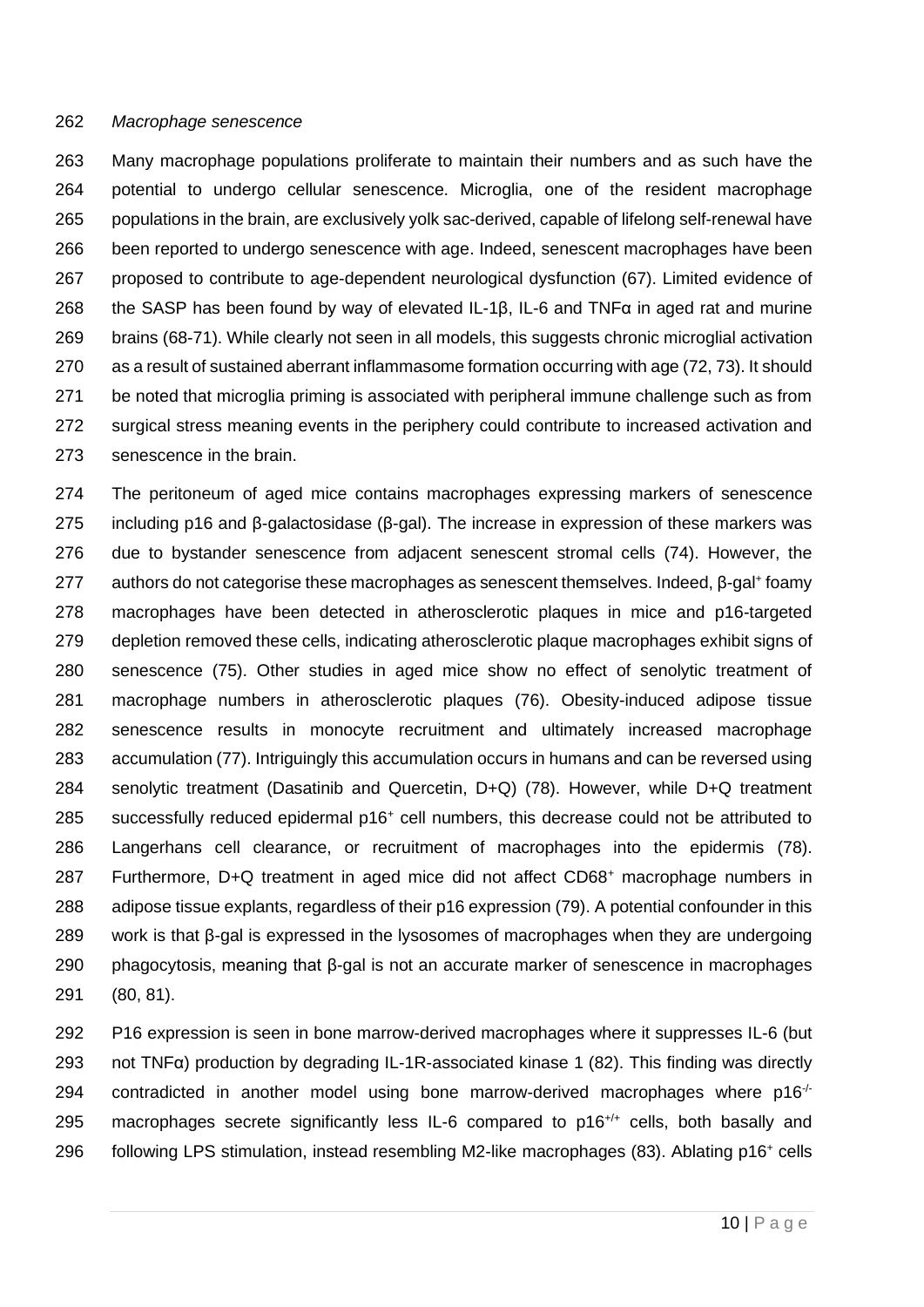*Macrophage senescence*

Many macrophage populations proliferate to maintain their numbers and as such have the potential to undergo cellular senescence. Microglia, one of the resident macrophage populations in the brain, are exclusively yolk sac-derived, capable of lifelong self-renewal have been reported to undergo senescence with age. Indeed, senescent macrophages have been proposed to contribute to age-dependent neurological dysfunction (67). Limited evidence of the SASP has been found by way of elevated IL-1β, IL-6 and TNFα in aged rat and murine brains (68-71). While clearly not seen in all models, this suggests chronic microglial activation as a result of sustained aberrant inflammasome formation occurring with age (72, 73). It should be noted that microglia priming is associated with peripheral immune challenge such as from surgical stress meaning events in the periphery could contribute to increased activation and senescence in the brain.

The peritoneum of aged mice contains macrophages expressing markers of senescence including p16 and β-galactosidase (β-gal). The increase in expression of these markers was due to bystander senescence from adjacent senescent stromal cells (74). However, the authors do not categorise these macrophages as senescent themselves. Indeed, β-gal$^{+}$ foamy macrophages have been detected in atherosclerotic plaques in mice and p16-targeted depletion removed these cells, indicating atherosclerotic plaque macrophages exhibit signs of senescence (75). Other studies in aged mice show no effect of senolytic treatment of macrophage numbers in atherosclerotic plaques (76). Obesity-induced adipose tissue senescence results in monocyte recruitment and ultimately increased macrophage accumulation (77). Intriguingly this accumulation occurs in humans and can be reversed using senolytic treatment (Dasatinib and Quercetin, D+Q) (78). However, while D+Q treatment successfully reduced epidermal p16$^{+}$ cell numbers, this decrease could not be attributed to Langerhans cell clearance, or recruitment of macrophages into the epidermis (78). Furthermore, D+Q treatment in aged mice did not affect CD68$^{+}$ macrophage numbers in adipose tissue explants, regardless of their p16 expression (79). A potential confounder in this work is that β-gal is expressed in the lysosomes of macrophages when they are undergoing phagocytosis, meaning that β-gal is not an accurate marker of senescence in macrophages (80, 81).

P16 expression is seen in bone marrow-derived macrophages where it suppresses IL-6 (but not TNFα) production by degrading IL-1R-associated kinase 1 (82). This finding was directly contradicted in another model using bone marrow-derived macrophages where p16$^{-/-}$ macrophages secrete significantly less IL-6 compared to p16$^{+/+}$ cells, both basally and following LPS stimulation, instead resembling M2-like macrophages (83). Ablating p16$^{+}$ cells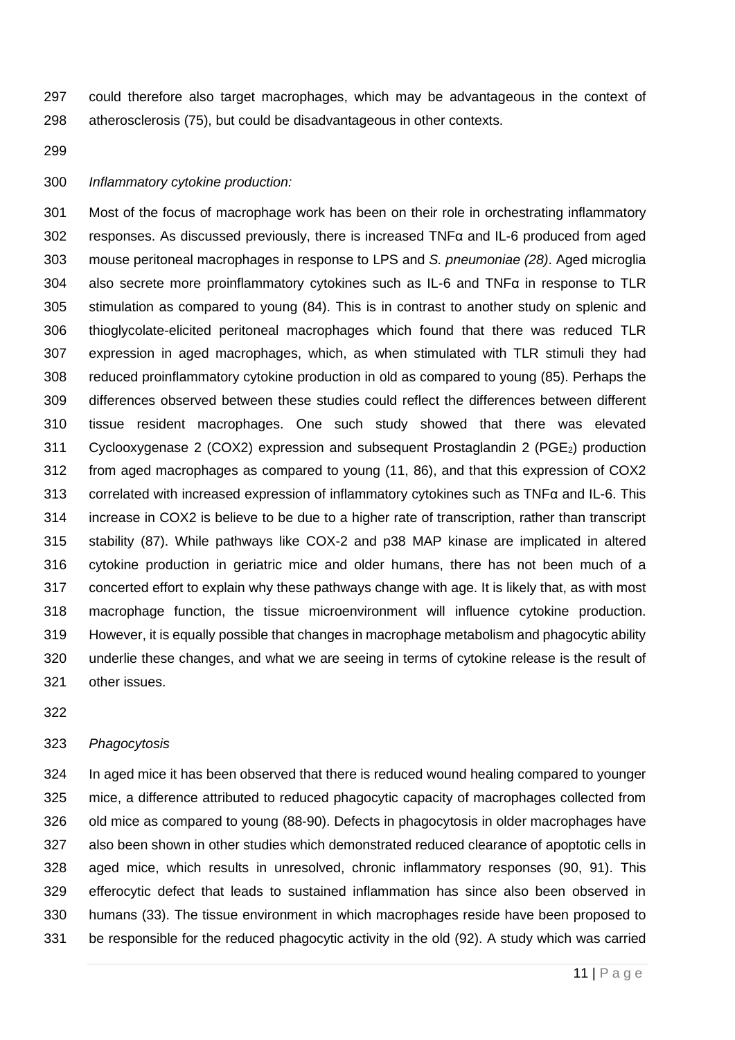could therefore also target macrophages, which may be advantageous in the context of atherosclerosis (75), but could be disadvantageous in other contexts.

*Inflammatory cytokine production:*

Most of the focus of macrophage work has been on their role in orchestrating inflammatory responses. As discussed previously, there is increased TNFα and IL-6 produced from aged mouse peritoneal macrophages in response to LPS and *S. pneumoniae (28)*. Aged microglia also secrete more proinflammatory cytokines such as IL-6 and TNFα in response to TLR stimulation as compared to young (84). This is in contrast to another study on splenic and thioglycolate-elicited peritoneal macrophages which found that there was reduced TLR expression in aged macrophages, which, as when stimulated with TLR stimuli they had reduced proinflammatory cytokine production in old as compared to young (85). Perhaps the differences observed between these studies could reflect the differences between different tissue resident macrophages. One such study showed that there was elevated Cyclooxygenase 2 (COX2) expression and subsequent Prostaglandin 2 ($PGE_2$) production from aged macrophages as compared to young (11, 86), and that this expression of COX2 correlated with increased expression of inflammatory cytokines such as TNFα and IL-6. This increase in COX2 is believe to be due to a higher rate of transcription, rather than transcript stability (87). While pathways like COX-2 and p38 MAP kinase are implicated in altered cytokine production in geriatric mice and older humans, there has not been much of a concerted effort to explain why these pathways change with age. It is likely that, as with most macrophage function, the tissue microenvironment will influence cytokine production. However, it is equally possible that changes in macrophage metabolism and phagocytic ability underlie these changes, and what we are seeing in terms of cytokine release is the result of other issues.

*Phagocytosis*

In aged mice it has been observed that there is reduced wound healing compared to younger mice, a difference attributed to reduced phagocytic capacity of macrophages collected from old mice as compared to young (88-90). Defects in phagocytosis in older macrophages have also been shown in other studies which demonstrated reduced clearance of apoptotic cells in aged mice, which results in unresolved, chronic inflammatory responses (90, 91). This efferocytic defect that leads to sustained inflammation has since also been observed in humans (33). The tissue environment in which macrophages reside have been proposed to be responsible for the reduced phagocytic activity in the old (92). A study which was carried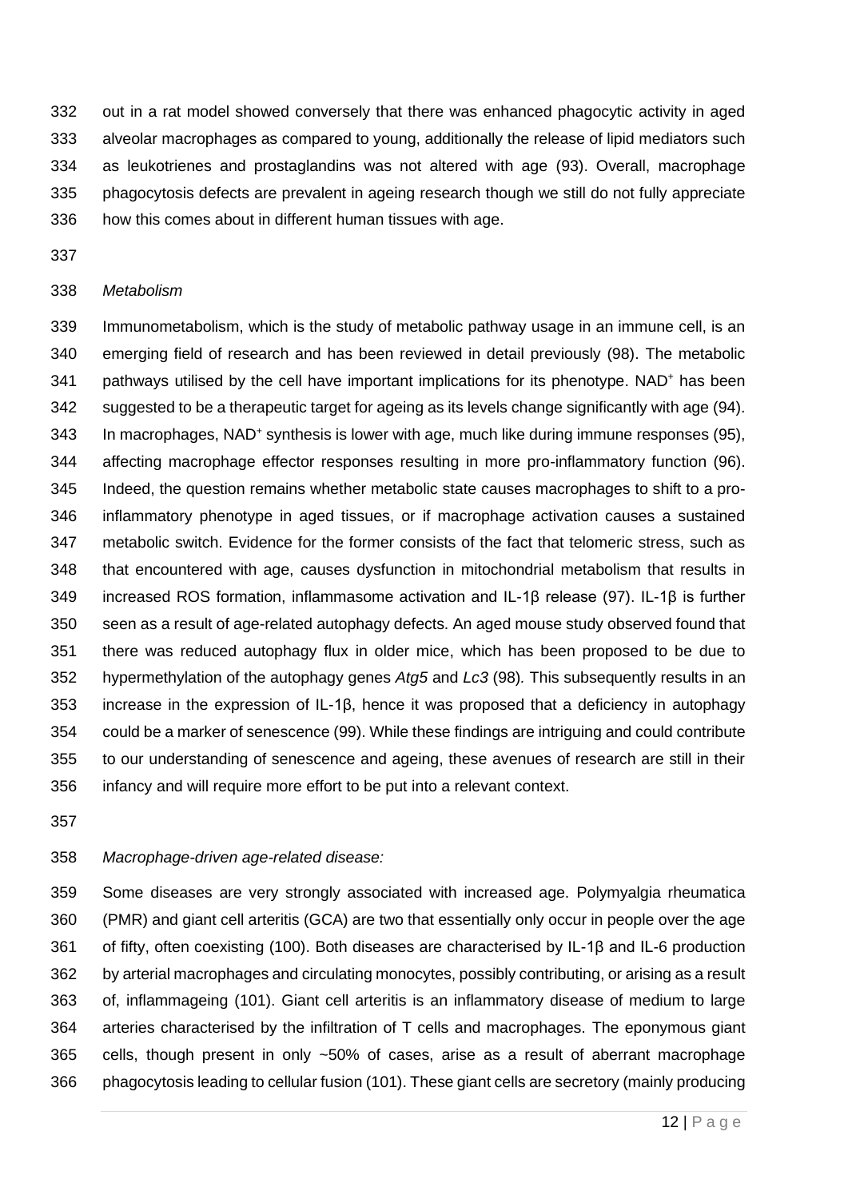out in a rat model showed conversely that there was enhanced phagocytic activity in aged alveolar macrophages as compared to young, additionally the release of lipid mediators such as leukotrienes and prostaglandins was not altered with age (93). Overall, macrophage phagocytosis defects are prevalent in ageing research though we still do not fully appreciate how this comes about in different human tissues with age.

*Metabolism*

Immunometabolism, which is the study of metabolic pathway usage in an immune cell, is an emerging field of research and has been reviewed in detail previously (98). The metabolic pathways utilised by the cell have important implications for its phenotype. $NAD^+$ has been suggested to be a therapeutic target for ageing as its levels change significantly with age (94). In macrophages, $NAD^+$ synthesis is lower with age, much like during immune responses (95), affecting macrophage effector responses resulting in more pro-inflammatory function (96). Indeed, the question remains whether metabolic state causes macrophages to shift to a pro-inflammatory phenotype in aged tissues, or if macrophage activation causes a sustained metabolic switch. Evidence for the former consists of the fact that telomeric stress, such as that encountered with age, causes dysfunction in mitochondrial metabolism that results in increased ROS formation, inflammasome activation and IL-1β release (97). IL-1β is further seen as a result of age-related autophagy defects. An aged mouse study observed found that there was reduced autophagy flux in older mice, which has been proposed to be due to hypermethylation of the autophagy genes *Atg5* and *Lc3* (98). This subsequently results in an increase in the expression of IL-1β, hence it was proposed that a deficiency in autophagy could be a marker of senescence (99). While these findings are intriguing and could contribute to our understanding of senescence and ageing, these avenues of research are still in their infancy and will require more effort to be put into a relevant context.

*Macrophage-driven age-related disease:*

Some diseases are very strongly associated with increased age. Polymyalgia rheumatica (PMR) and giant cell arteritis (GCA) are two that essentially only occur in people over the age of fifty, often coexisting (100). Both diseases are characterised by IL-1β and IL-6 production by arterial macrophages and circulating monocytes, possibly contributing, or arising as a result of, inflammageing (101). Giant cell arteritis is an inflammatory disease of medium to large arteries characterised by the infiltration of T cells and macrophages. The eponymous giant cells, though present in only ~50% of cases, arise as a result of aberrant macrophage phagocytosis leading to cellular fusion (101). These giant cells are secretory (mainly producing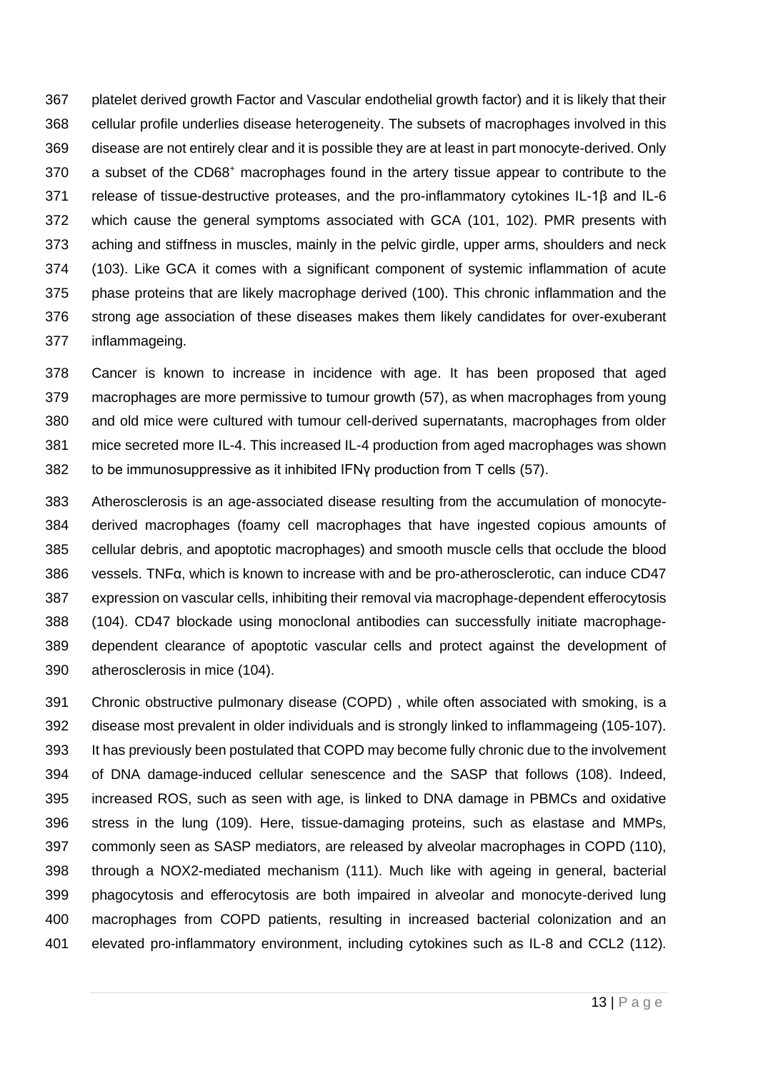platelet derived growth Factor and Vascular endothelial growth factor) and it is likely that their cellular profile underlies disease heterogeneity. The subsets of macrophages involved in this disease are not entirely clear and it is possible they are at least in part monocyte-derived. Only a subset of the CD68$^{+}$ macrophages found in the artery tissue appear to contribute to the release of tissue-destructive proteases, and the pro-inflammatory cytokines IL-1β and IL-6 which cause the general symptoms associated with GCA (101, 102). PMR presents with aching and stiffness in muscles, mainly in the pelvic girdle, upper arms, shoulders and neck (103). Like GCA it comes with a significant component of systemic inflammation of acute phase proteins that are likely macrophage derived (100). This chronic inflammation and the strong age association of these diseases makes them likely candidates for over-exuberant inflammageing.

Cancer is known to increase in incidence with age. It has been proposed that aged macrophages are more permissive to tumour growth (57), as when macrophages from young and old mice were cultured with tumour cell-derived supernatants, macrophages from older mice secreted more IL-4. This increased IL-4 production from aged macrophages was shown to be immunosuppressive as it inhibited IFNγ production from T cells (57).

Atherosclerosis is an age-associated disease resulting from the accumulation of monocyte-derived macrophages (foamy cell macrophages that have ingested copious amounts of cellular debris, and apoptotic macrophages) and smooth muscle cells that occlude the blood vessels. TNFα, which is known to increase with and be pro-atherosclerotic, can induce CD47 expression on vascular cells, inhibiting their removal via macrophage-dependent efferocytosis (104). CD47 blockade using monoclonal antibodies can successfully initiate macrophage-dependent clearance of apoptotic vascular cells and protect against the development of atherosclerosis in mice (104).

Chronic obstructive pulmonary disease (COPD) , while often associated with smoking, is a disease most prevalent in older individuals and is strongly linked to inflammageing (105-107). It has previously been postulated that COPD may become fully chronic due to the involvement of DNA damage-induced cellular senescence and the SASP that follows (108). Indeed, increased ROS, such as seen with age, is linked to DNA damage in PBMCs and oxidative stress in the lung (109). Here, tissue-damaging proteins, such as elastase and MMPs, commonly seen as SASP mediators, are released by alveolar macrophages in COPD (110), through a NOX2-mediated mechanism (111). Much like with ageing in general, bacterial phagocytosis and efferocytosis are both impaired in alveolar and monocyte-derived lung macrophages from COPD patients, resulting in increased bacterial colonization and an elevated pro-inflammatory environment, including cytokines such as IL-8 and CCL2 (112).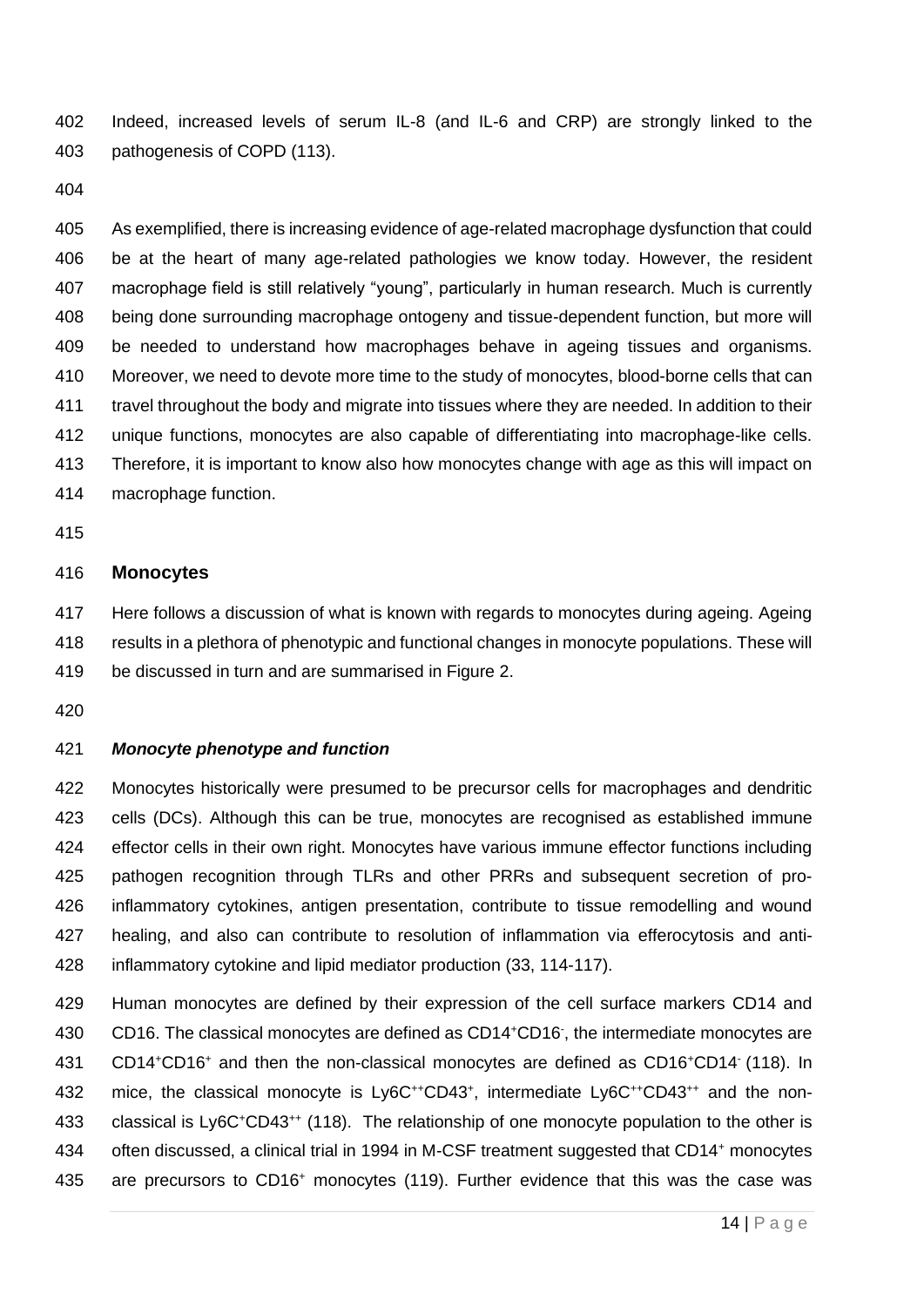Indeed, increased levels of serum IL-8 (and IL-6 and CRP) are strongly linked to the pathogenesis of COPD (113).

As exemplified, there is increasing evidence of age-related macrophage dysfunction that could be at the heart of many age-related pathologies we know today. However, the resident macrophage field is still relatively "young", particularly in human research. Much is currently being done surrounding macrophage ontogeny and tissue-dependent function, but more will be needed to understand how macrophages behave in ageing tissues and organisms. Moreover, we need to devote more time to the study of monocytes, blood-borne cells that can travel throughout the body and migrate into tissues where they are needed. In addition to their unique functions, monocytes are also capable of differentiating into macrophage-like cells. Therefore, it is important to know also how monocytes change with age as this will impact on macrophage function.

## Monocytes

Here follows a discussion of what is known with regards to monocytes during ageing. Ageing results in a plethora of phenotypic and functional changes in monocyte populations. These will be discussed in turn and are summarised in Figure 2.

### *Monocyte phenotype and function*

Monocytes historically were presumed to be precursor cells for macrophages and dendritic cells (DCs). Although this can be true, monocytes are recognised as established immune effector cells in their own right. Monocytes have various immune effector functions including pathogen recognition through TLRs and other PRRs and subsequent secretion of pro-inflammatory cytokines, antigen presentation, contribute to tissue remodelling and wound healing, and also can contribute to resolution of inflammation via efferocytosis and anti-inflammatory cytokine and lipid mediator production (33, 114-117).

Human monocytes are defined by their expression of the cell surface markers CD14 and CD16. The classical monocytes are defined as $CD14^{+}CD16^{-}$, the intermediate monocytes are $CD14^{+}CD16^{+}$ and then the non-classical monocytes are defined as $CD16^{+}CD14^{-}$ (118). In mice, the classical monocyte is $Ly6C^{++}CD43^{+}$, intermediate $Ly6C^{++}CD43^{++}$ and the non-classical is $Ly6C^{+}CD43^{++}$ (118). The relationship of one monocyte population to the other is often discussed, a clinical trial in 1994 in M-CSF treatment suggested that $CD14^{+}$ monocytes are precursors to $CD16^{+}$ monocytes (119). Further evidence that this was the case was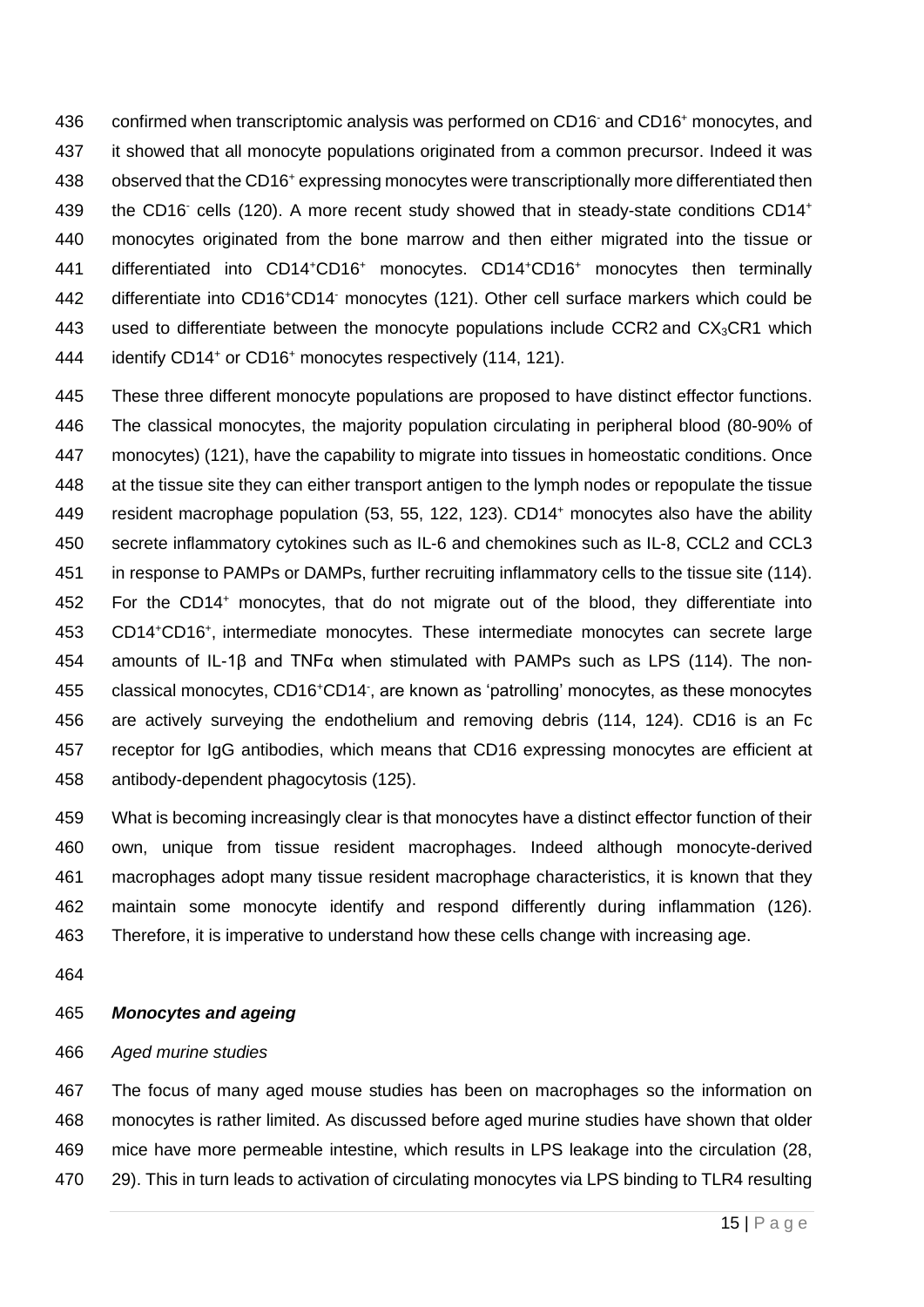confirmed when transcriptomic analysis was performed on $CD16^-$ and $CD16^+$ monocytes, and it showed that all monocyte populations originated from a common precursor. Indeed it was observed that the $CD16^+$ expressing monocytes were transcriptionally more differentiated then the $CD16^-$ cells (120). A more recent study showed that in steady-state conditions $CD14^+$ monocytes originated from the bone marrow and then either migrated into the tissue or differentiated into $CD14^+CD16^+$ monocytes. $CD14^+CD16^+$ monocytes then terminally differentiate into $CD16^+CD14^-$ monocytes (121). Other cell surface markers which could be used to differentiate between the monocyte populations include CCR2 and $CX_3CR1$ which identify $CD14^+$ or $CD16^+$ monocytes respectively (114, 121).

These three different monocyte populations are proposed to have distinct effector functions. The classical monocytes, the majority population circulating in peripheral blood (80-90% of monocytes) (121), have the capability to migrate into tissues in homeostatic conditions. Once at the tissue site they can either transport antigen to the lymph nodes or repopulate the tissue resident macrophage population (53, 55, 122, 123). $CD14^+$ monocytes also have the ability secrete inflammatory cytokines such as IL-6 and chemokines such as IL-8, CCL2 and CCL3 in response to PAMPs or DAMPs, further recruiting inflammatory cells to the tissue site (114). For the $CD14^+$ monocytes, that do not migrate out of the blood, they differentiate into $CD14^+CD16^+$, intermediate monocytes. These intermediate monocytes can secrete large amounts of IL-1β and TNFα when stimulated with PAMPs such as LPS (114). The non-classical monocytes, $CD16^+CD14^-$, are known as 'patrolling' monocytes, as these monocytes are actively surveying the endothelium and removing debris (114, 124). CD16 is an Fc receptor for IgG antibodies, which means that CD16 expressing monocytes are efficient at antibody-dependent phagocytosis (125).

What is becoming increasingly clear is that monocytes have a distinct effector function of their own, unique from tissue resident macrophages. Indeed although monocyte-derived macrophages adopt many tissue resident macrophage characteristics, it is known that they maintain some monocyte identify and respond differently during inflammation (126). Therefore, it is imperative to understand how these cells change with increasing age.

### ***Monocytes and ageing***

*Aged murine studies*

The focus of many aged mouse studies has been on macrophages so the information on monocytes is rather limited. As discussed before aged murine studies have shown that older mice have more permeable intestine, which results in LPS leakage into the circulation (28, 29). This in turn leads to activation of circulating monocytes via LPS binding to TLR4 resulting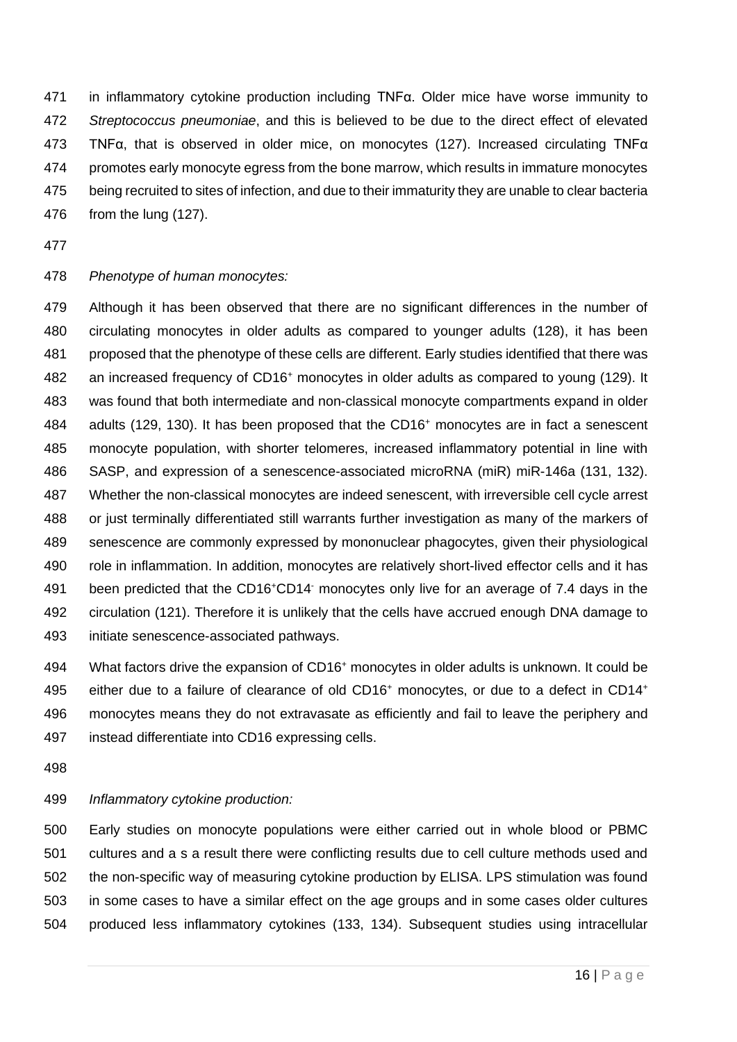in inflammatory cytokine production including TNFα. Older mice have worse immunity to *Streptococcus pneumoniae*, and this is believed to be due to the direct effect of elevated TNFα, that is observed in older mice, on monocytes (127). Increased circulating TNFα promotes early monocyte egress from the bone marrow, which results in immature monocytes being recruited to sites of infection, and due to their immaturity they are unable to clear bacteria from the lung (127).

*Phenotype of human monocytes:*

Although it has been observed that there are no significant differences in the number of circulating monocytes in older adults as compared to younger adults (128), it has been proposed that the phenotype of these cells are different. Early studies identified that there was an increased frequency of $CD16^+$ monocytes in older adults as compared to young (129). It was found that both intermediate and non-classical monocyte compartments expand in older adults (129, 130). It has been proposed that the $CD16^+$ monocytes are in fact a senescent monocyte population, with shorter telomeres, increased inflammatory potential in line with SASP, and expression of a senescence-associated microRNA (miR) miR-146a (131, 132). Whether the non-classical monocytes are indeed senescent, with irreversible cell cycle arrest or just terminally differentiated still warrants further investigation as many of the markers of senescence are commonly expressed by mononuclear phagocytes, given their physiological role in inflammation. In addition, monocytes are relatively short-lived effector cells and it has been predicted that the $CD16^+CD14^-$ monocytes only live for an average of 7.4 days in the circulation (121). Therefore it is unlikely that the cells have accrued enough DNA damage to initiate senescence-associated pathways.

What factors drive the expansion of $CD16^+$ monocytes in older adults is unknown. It could be either due to a failure of clearance of old $CD16^+$ monocytes, or due to a defect in $CD14^+$ monocytes means they do not extravasate as efficiently and fail to leave the periphery and instead differentiate into CD16 expressing cells.

*Inflammatory cytokine production:*

Early studies on monocyte populations were either carried out in whole blood or PBMC cultures and a s a result there were conflicting results due to cell culture methods used and the non-specific way of measuring cytokine production by ELISA. LPS stimulation was found in some cases to have a similar effect on the age groups and in some cases older cultures produced less inflammatory cytokines (133, 134). Subsequent studies using intracellular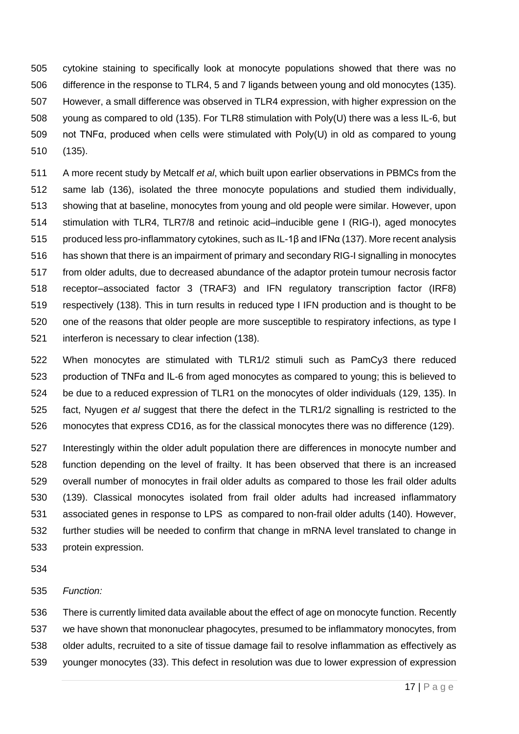cytokine staining to specifically look at monocyte populations showed that there was no difference in the response to TLR4, 5 and 7 ligands between young and old monocytes (135). However, a small difference was observed in TLR4 expression, with higher expression on the young as compared to old (135). For TLR8 stimulation with Poly(U) there was a less IL-6, but not TNFα, produced when cells were stimulated with Poly(U) in old as compared to young (135).

A more recent study by Metcalf *et al*, which built upon earlier observations in PBMCs from the same lab (136), isolated the three monocyte populations and studied them individually, showing that at baseline, monocytes from young and old people were similar. However, upon stimulation with TLR4, TLR7/8 and retinoic acid–inducible gene I (RIG-I), aged monocytes produced less pro-inflammatory cytokines, such as IL-1β and IFNα (137). More recent analysis has shown that there is an impairment of primary and secondary RIG-I signalling in monocytes from older adults, due to decreased abundance of the adaptor protein tumour necrosis factor receptor–associated factor 3 (TRAF3) and IFN regulatory transcription factor (IRF8) respectively (138). This in turn results in reduced type I IFN production and is thought to be one of the reasons that older people are more susceptible to respiratory infections, as type I interferon is necessary to clear infection (138).

When monocytes are stimulated with TLR1/2 stimuli such as PamCy3 there reduced production of TNFα and IL-6 from aged monocytes as compared to young; this is believed to be due to a reduced expression of TLR1 on the monocytes of older individuals (129, 135). In fact, Nyugen *et al* suggest that there the defect in the TLR1/2 signalling is restricted to the monocytes that express CD16, as for the classical monocytes there was no difference (129).

Interestingly within the older adult population there are differences in monocyte number and function depending on the level of frailty. It has been observed that there is an increased overall number of monocytes in frail older adults as compared to those les frail older adults (139). Classical monocytes isolated from frail older adults had increased inflammatory associated genes in response to LPS as compared to non-frail older adults (140). However, further studies will be needed to confirm that change in mRNA level translated to change in protein expression.

*Function:*

There is currently limited data available about the effect of age on monocyte function. Recently we have shown that mononuclear phagocytes, presumed to be inflammatory monocytes, from older adults, recruited to a site of tissue damage fail to resolve inflammation as effectively as younger monocytes (33). This defect in resolution was due to lower expression of expression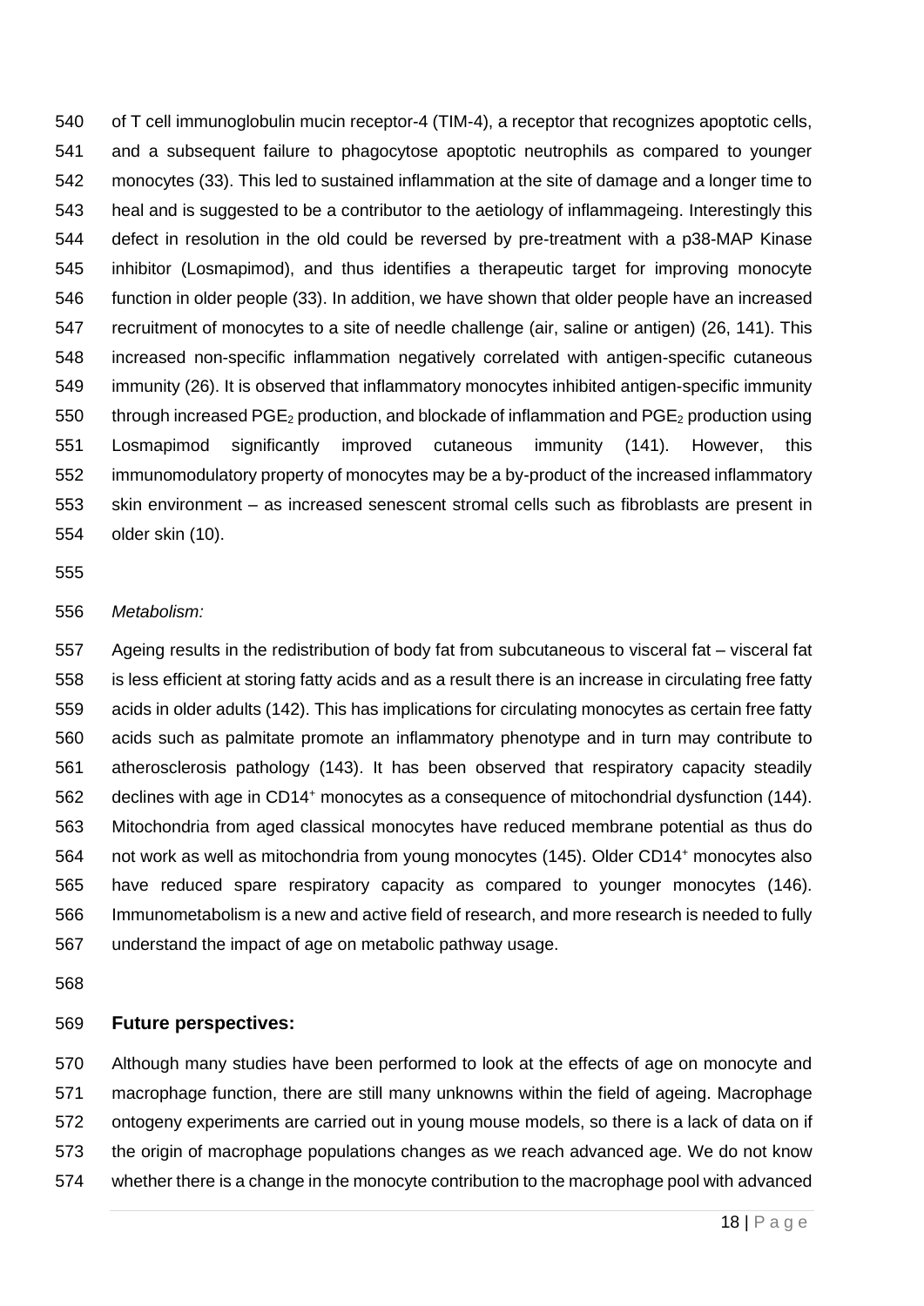of T cell immunoglobulin mucin receptor-4 (TIM-4), a receptor that recognizes apoptotic cells, and a subsequent failure to phagocytose apoptotic neutrophils as compared to younger monocytes (33). This led to sustained inflammation at the site of damage and a longer time to heal and is suggested to be a contributor to the aetiology of inflammageing. Interestingly this defect in resolution in the old could be reversed by pre-treatment with a p38-MAP Kinase inhibitor (Losmapimod), and thus identifies a therapeutic target for improving monocyte function in older people (33). In addition, we have shown that older people have an increased recruitment of monocytes to a site of needle challenge (air, saline or antigen) (26, 141). This increased non-specific inflammation negatively correlated with antigen-specific cutaneous immunity (26). It is observed that inflammatory monocytes inhibited antigen-specific immunity through increased $PGE_2$ production, and blockade of inflammation and $PGE_2$ production using Losmapimod significantly improved cutaneous immunity (141). However, this immunomodulatory property of monocytes may be a by-product of the increased inflammatory skin environment – as increased senescent stromal cells such as fibroblasts are present in older skin (10).

*Metabolism:*

Ageing results in the redistribution of body fat from subcutaneous to visceral fat – visceral fat is less efficient at storing fatty acids and as a result there is an increase in circulating free fatty acids in older adults (142). This has implications for circulating monocytes as certain free fatty acids such as palmitate promote an inflammatory phenotype and in turn may contribute to atherosclerosis pathology (143). It has been observed that respiratory capacity steadily declines with age in $CD14^{+}$ monocytes as a consequence of mitochondrial dysfunction (144). Mitochondria from aged classical monocytes have reduced membrane potential as thus do not work as well as mitochondria from young monocytes (145). Older $CD14^{+}$ monocytes also have reduced spare respiratory capacity as compared to younger monocytes (146). Immunometabolism is a new and active field of research, and more research is needed to fully understand the impact of age on metabolic pathway usage.

## Future perspectives:

Although many studies have been performed to look at the effects of age on monocyte and macrophage function, there are still many unknowns within the field of ageing. Macrophage ontogeny experiments are carried out in young mouse models, so there is a lack of data on if the origin of macrophage populations changes as we reach advanced age. We do not know whether there is a change in the monocyte contribution to the macrophage pool with advanced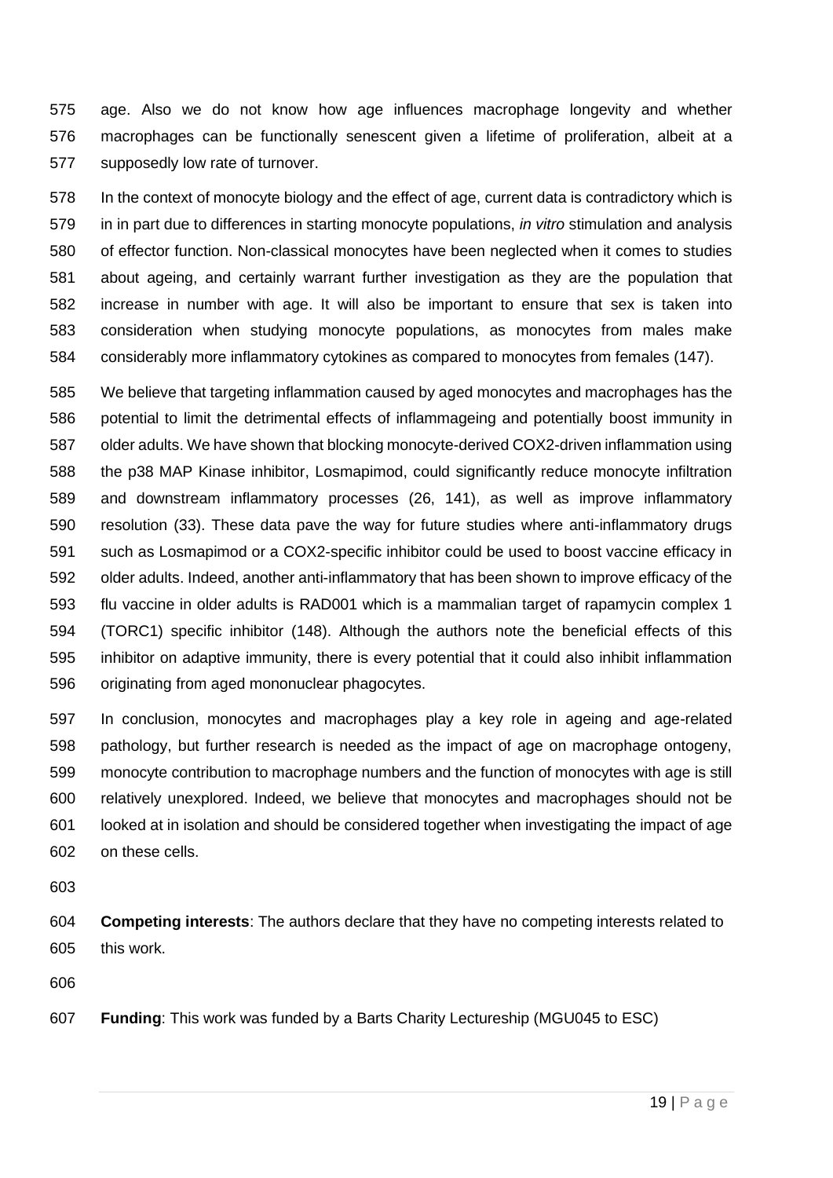age. Also we do not know how age influences macrophage longevity and whether macrophages can be functionally senescent given a lifetime of proliferation, albeit at a supposedly low rate of turnover.

In the context of monocyte biology and the effect of age, current data is contradictory which is in in part due to differences in starting monocyte populations, *in vitro* stimulation and analysis of effector function. Non-classical monocytes have been neglected when it comes to studies about ageing, and certainly warrant further investigation as they are the population that increase in number with age. It will also be important to ensure that sex is taken into consideration when studying monocyte populations, as monocytes from males make considerably more inflammatory cytokines as compared to monocytes from females (147).

We believe that targeting inflammation caused by aged monocytes and macrophages has the potential to limit the detrimental effects of inflammageing and potentially boost immunity in older adults. We have shown that blocking monocyte-derived COX2-driven inflammation using the p38 MAP Kinase inhibitor, Losmapimod, could significantly reduce monocyte infiltration and downstream inflammatory processes (26, 141), as well as improve inflammatory resolution (33). These data pave the way for future studies where anti-inflammatory drugs such as Losmapimod or a COX2-specific inhibitor could be used to boost vaccine efficacy in older adults. Indeed, another anti-inflammatory that has been shown to improve efficacy of the flu vaccine in older adults is RAD001 which is a mammalian target of rapamycin complex 1 (TORC1) specific inhibitor (148). Although the authors note the beneficial effects of this inhibitor on adaptive immunity, there is every potential that it could also inhibit inflammation originating from aged mononuclear phagocytes.

In conclusion, monocytes and macrophages play a key role in ageing and age-related pathology, but further research is needed as the impact of age on macrophage ontogeny, monocyte contribution to macrophage numbers and the function of monocytes with age is still relatively unexplored. Indeed, we believe that monocytes and macrophages should not be looked at in isolation and should be considered together when investigating the impact of age on these cells.

**Competing interests**: The authors declare that they have no competing interests related to this work.

**Funding**: This work was funded by a Barts Charity Lectureship (MGU045 to ESC)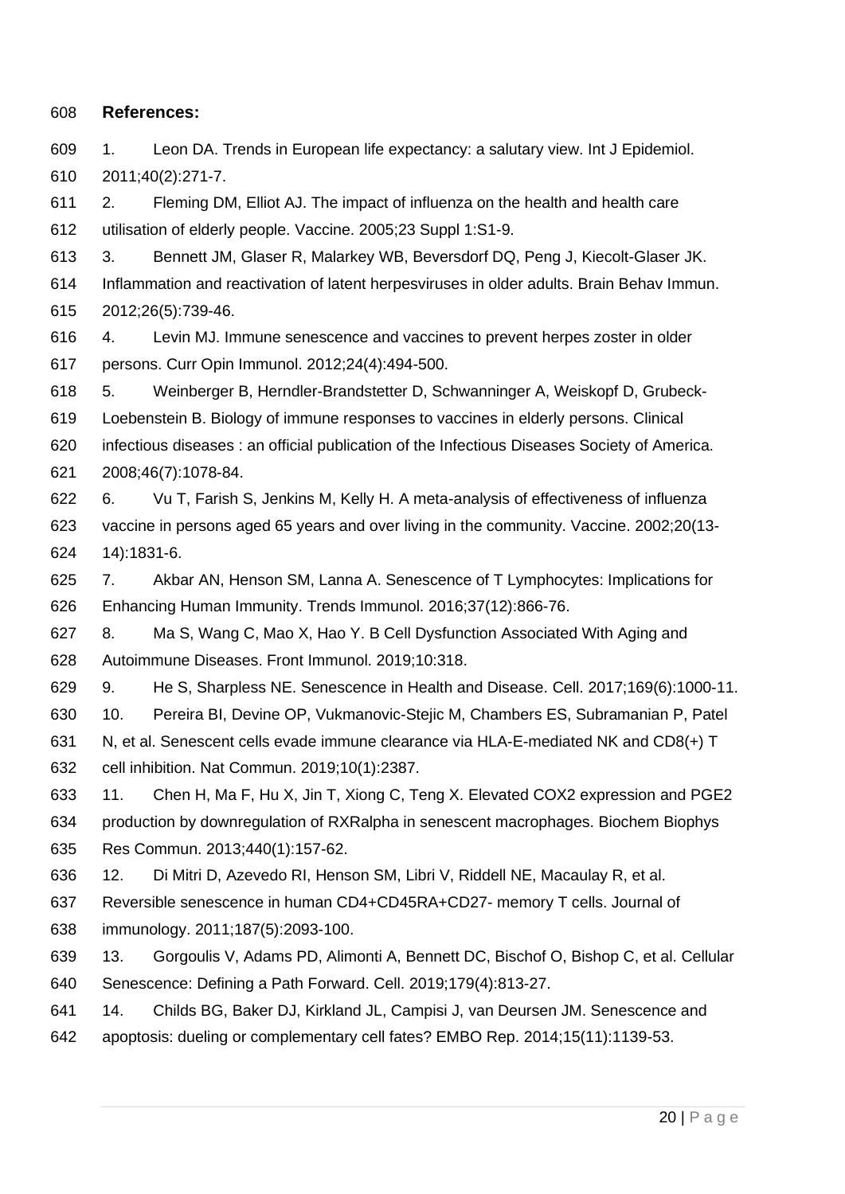**References:**

1. Leon DA. Trends in European life expectancy: a salutary view. Int J Epidemiol. 2011;40(2):271-7.
2. Fleming DM, Elliot AJ. The impact of influenza on the health and health care utilisation of elderly people. Vaccine. 2005;23 Suppl 1:S1-9.
3. Bennett JM, Glaser R, Malarkey WB, Beversdorf DQ, Peng J, Kiecolt-Glaser JK. Inflammation and reactivation of latent herpesviruses in older adults. Brain Behav Immun. 2012;26(5):739-46.
4. Levin MJ. Immune senescence and vaccines to prevent herpes zoster in older persons. Curr Opin Immunol. 2012;24(4):494-500.
5. Weinberger B, Herndler-Brandstetter D, Schwanninger A, Weiskopf D, Grubeck-Loebenstein B. Biology of immune responses to vaccines in elderly persons. Clinical infectious diseases : an official publication of the Infectious Diseases Society of America. 2008;46(7):1078-84.
6. Vu T, Farish S, Jenkins M, Kelly H. A meta-analysis of effectiveness of influenza vaccine in persons aged 65 years and over living in the community. Vaccine. 2002;20(13-14):1831-6.
7. Akbar AN, Henson SM, Lanna A. Senescence of T Lymphocytes: Implications for Enhancing Human Immunity. Trends Immunol. 2016;37(12):866-76.
8. Ma S, Wang C, Mao X, Hao Y. B Cell Dysfunction Associated With Aging and Autoimmune Diseases. Front Immunol. 2019;10:318.
9. He S, Sharpless NE. Senescence in Health and Disease. Cell. 2017;169(6):1000-11.
10. Pereira BI, Devine OP, Vukmanovic-Stejic M, Chambers ES, Subramanian P, Patel N, et al. Senescent cells evade immune clearance via HLA-E-mediated NK and CD8(+) T cell inhibition. Nat Commun. 2019;10(1):2387.
11. Chen H, Ma F, Hu X, Jin T, Xiong C, Teng X. Elevated COX2 expression and PGE2 production by downregulation of RXRalpha in senescent macrophages. Biochem Biophys Res Commun. 2013;440(1):157-62.
12. Di Mitri D, Azevedo RI, Henson SM, Libri V, Riddell NE, Macaulay R, et al. Reversible senescence in human CD4+CD45RA+CD27- memory T cells. Journal of immunology. 2011;187(5):2093-100.
13. Gorgoulis V, Adams PD, Alimonti A, Bennett DC, Bischof O, Bishop C, et al. Cellular Senescence: Defining a Path Forward. Cell. 2019;179(4):813-27.
14. Childs BG, Baker DJ, Kirkland JL, Campisi J, van Deursen JM. Senescence and apoptosis: dueling or complementary cell fates? EMBO Rep. 2014;15(11):1139-53.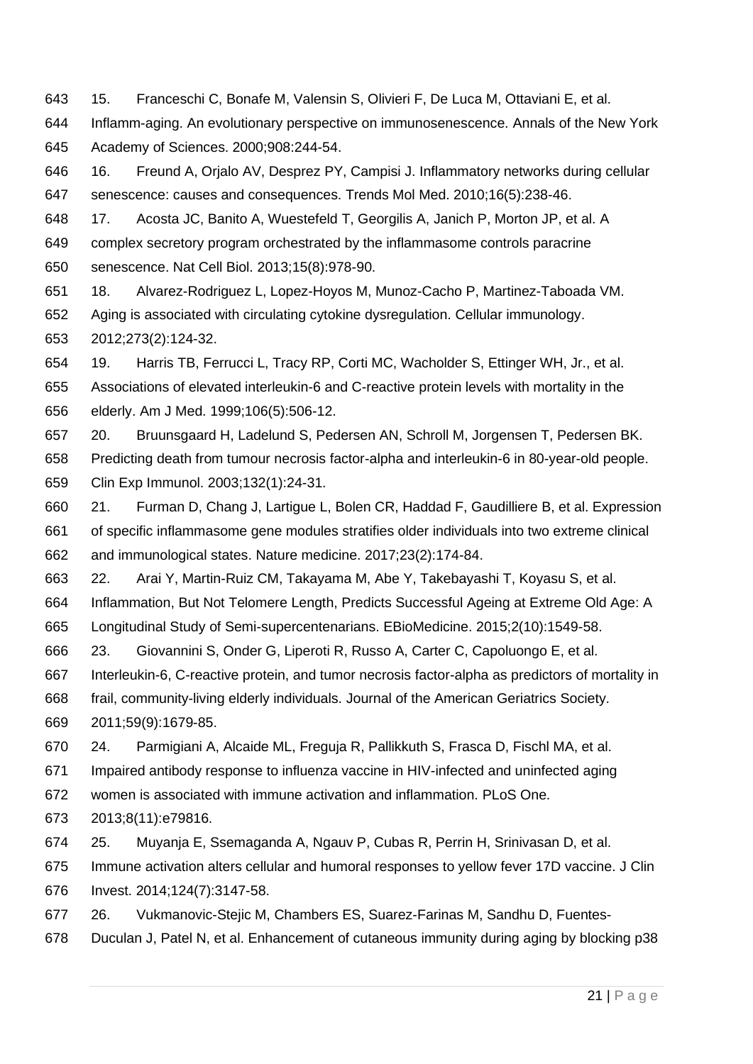15. Franceschi C, Bonafe M, Valensin S, Olivieri F, De Luca M, Ottaviani E, et al. Inflamm-aging. An evolutionary perspective on immunosenescence. Annals of the New York Academy of Sciences. 2000;908:244-54.

16. Freund A, Orjalo AV, Desprez PY, Campisi J. Inflammatory networks during cellular senescence: causes and consequences. Trends Mol Med. 2010;16(5):238-46.

17. Acosta JC, Banito A, Wuestefeld T, Georgilis A, Janich P, Morton JP, et al. A complex secretory program orchestrated by the inflammasome controls paracrine senescence. Nat Cell Biol. 2013;15(8):978-90.

18. Alvarez-Rodriguez L, Lopez-Hoyos M, Munoz-Cacho P, Martinez-Taboada VM. Aging is associated with circulating cytokine dysregulation. Cellular immunology. 2012;273(2):124-32.

19. Harris TB, Ferrucci L, Tracy RP, Corti MC, Wacholder S, Ettinger WH, Jr., et al. Associations of elevated interleukin-6 and C-reactive protein levels with mortality in the elderly. Am J Med. 1999;106(5):506-12.

20. Bruunsgaard H, Ladelund S, Pedersen AN, Schroll M, Jorgensen T, Pedersen BK. Predicting death from tumour necrosis factor-alpha and interleukin-6 in 80-year-old people. Clin Exp Immunol. 2003;132(1):24-31.

21. Furman D, Chang J, Lartigue L, Bolen CR, Haddad F, Gaudilliere B, et al. Expression of specific inflammasome gene modules stratifies older individuals into two extreme clinical and immunological states. Nature medicine. 2017;23(2):174-84.

22. Arai Y, Martin-Ruiz CM, Takayama M, Abe Y, Takebayashi T, Koyasu S, et al. Inflammation, But Not Telomere Length, Predicts Successful Ageing at Extreme Old Age: A Longitudinal Study of Semi-supercentenarians. EBioMedicine. 2015;2(10):1549-58.

23. Giovannini S, Onder G, Liperoti R, Russo A, Carter C, Capoluongo E, et al. Interleukin-6, C-reactive protein, and tumor necrosis factor-alpha as predictors of mortality in frail, community-living elderly individuals. Journal of the American Geriatrics Society. 2011;59(9):1679-85.

24. Parmigiani A, Alcaide ML, Freguja R, Pallikkuth S, Frasca D, Fischl MA, et al. Impaired antibody response to influenza vaccine in HIV-infected and uninfected aging women is associated with immune activation and inflammation. PLoS One. 2013;8(11):e79816.

25. Muyanja E, Ssemaganda A, Ngauv P, Cubas R, Perrin H, Srinivasan D, et al. Immune activation alters cellular and humoral responses to yellow fever 17D vaccine. J Clin Invest. 2014;124(7):3147-58.

26. Vukmanovic-Stejic M, Chambers ES, Suarez-Farinas M, Sandhu D, Fuentes-Duculan J, Patel N, et al. Enhancement of cutaneous immunity during aging by blocking p38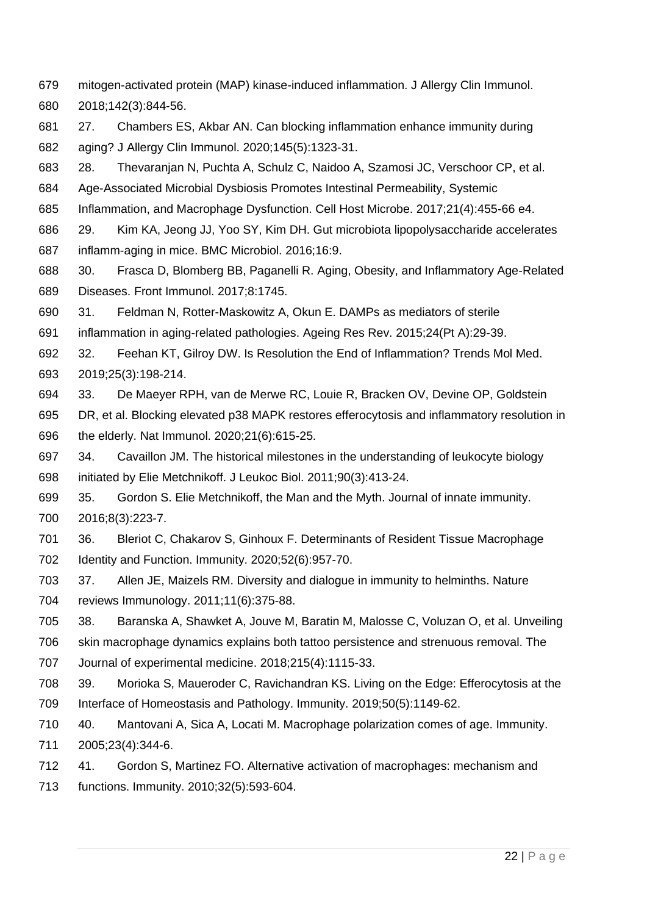mitogen-activated protein (MAP) kinase-induced inflammation. J Allergy Clin Immunol. 2018;142(3):844-56.

27. Chambers ES, Akbar AN. Can blocking inflammation enhance immunity during aging? J Allergy Clin Immunol. 2020;145(5):1323-31.

28. Thevaranjan N, Puchta A, Schulz C, Naidoo A, Szamosi JC, Verschoor CP, et al. Age-Associated Microbial Dysbiosis Promotes Intestinal Permeability, Systemic Inflammation, and Macrophage Dysfunction. Cell Host Microbe. 2017;21(4):455-66 e4.

29. Kim KA, Jeong JJ, Yoo SY, Kim DH. Gut microbiota lipopolysaccharide accelerates inflamm-aging in mice. BMC Microbiol. 2016;16:9.

30. Frasca D, Blomberg BB, Paganelli R. Aging, Obesity, and Inflammatory Age-Related Diseases. Front Immunol. 2017;8:1745.

31. Feldman N, Rotter-Maskowitz A, Okun E. DAMPs as mediators of sterile inflammation in aging-related pathologies. Ageing Res Rev. 2015;24(Pt A):29-39.

32. Feehan KT, Gilroy DW. Is Resolution the End of Inflammation? Trends Mol Med. 2019;25(3):198-214.

33. De Maeyer RPH, van de Merwe RC, Louie R, Bracken OV, Devine OP, Goldstein DR, et al. Blocking elevated p38 MAPK restores efferocytosis and inflammatory resolution in the elderly. Nat Immunol. 2020;21(6):615-25.

34. Cavaillon JM. The historical milestones in the understanding of leukocyte biology initiated by Elie Metchnikoff. J Leukoc Biol. 2011;90(3):413-24.

35. Gordon S. Elie Metchnikoff, the Man and the Myth. Journal of innate immunity. 2016;8(3):223-7.

36. Bleriot C, Chakarov S, Ginhoux F. Determinants of Resident Tissue Macrophage Identity and Function. Immunity. 2020;52(6):957-70.

37. Allen JE, Maizels RM. Diversity and dialogue in immunity to helminths. Nature reviews Immunology. 2011;11(6):375-88.

38. Baranska A, Shawket A, Jouve M, Baratin M, Malosse C, Voluzan O, et al. Unveiling skin macrophage dynamics explains both tattoo persistence and strenuous removal. The Journal of experimental medicine. 2018;215(4):1115-33.

39. Morioka S, Maueroder C, Ravichandran KS. Living on the Edge: Efferocytosis at the Interface of Homeostasis and Pathology. Immunity. 2019;50(5):1149-62.

40. Mantovani A, Sica A, Locati M. Macrophage polarization comes of age. Immunity. 2005;23(4):344-6.

41. Gordon S, Martinez FO. Alternative activation of macrophages: mechanism and functions. Immunity. 2010;32(5):593-604.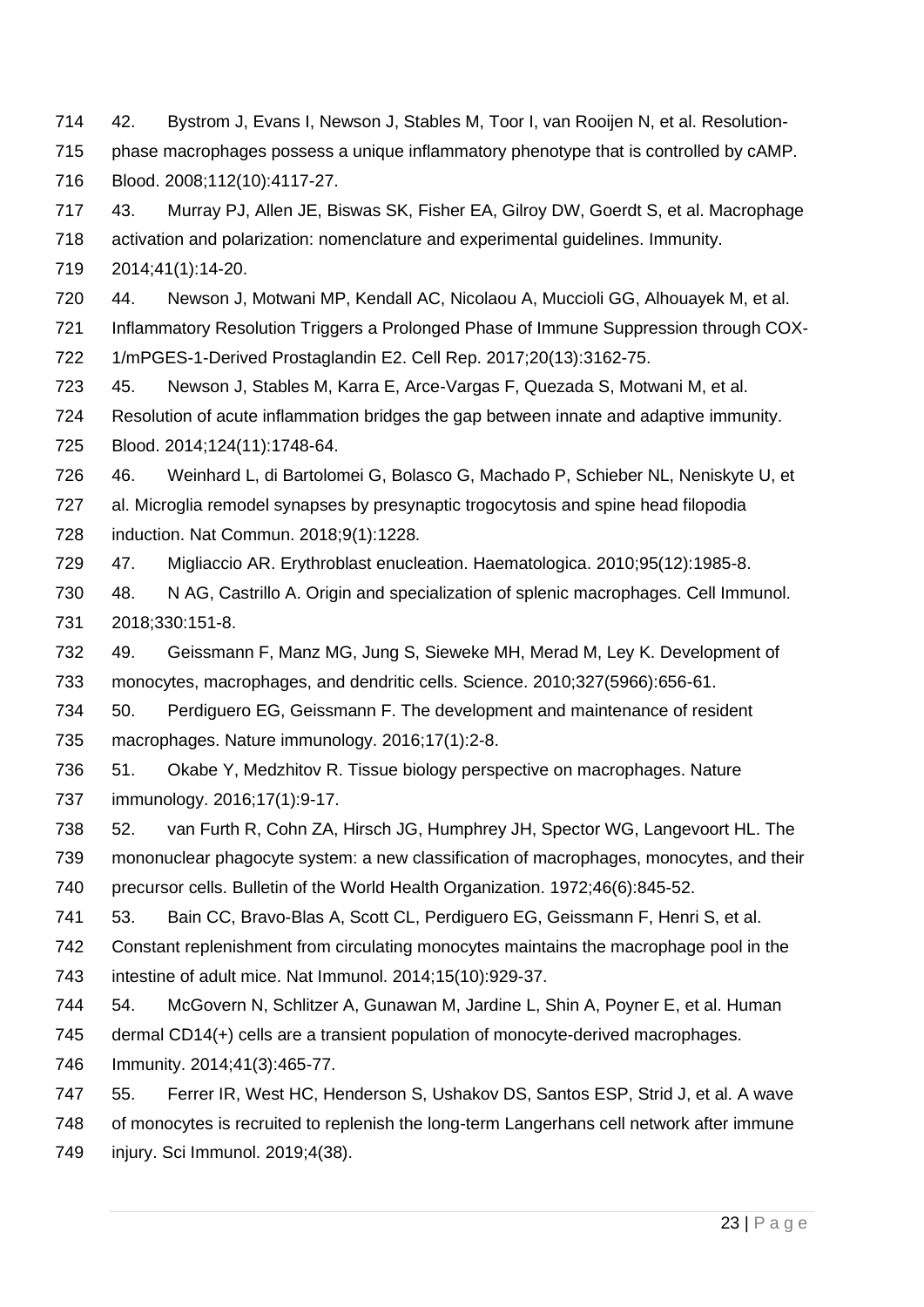42. Bystrom J, Evans I, Newson J, Stables M, Toor I, van Rooijen N, et al. Resolution-phase macrophages possess a unique inflammatory phenotype that is controlled by cAMP. Blood. 2008;112(10):4117-27.

43. Murray PJ, Allen JE, Biswas SK, Fisher EA, Gilroy DW, Goerdt S, et al. Macrophage activation and polarization: nomenclature and experimental guidelines. Immunity. 2014;41(1):14-20.

44. Newson J, Motwani MP, Kendall AC, Nicolaou A, Muccioli GG, Alhouayek M, et al. Inflammatory Resolution Triggers a Prolonged Phase of Immune Suppression through COX-1/mPGES-1-Derived Prostaglandin E2. Cell Rep. 2017;20(13):3162-75.

45. Newson J, Stables M, Karra E, Arce-Vargas F, Quezada S, Motwani M, et al. Resolution of acute inflammation bridges the gap between innate and adaptive immunity. Blood. 2014;124(11):1748-64.

46. Weinhard L, di Bartolomei G, Bolasco G, Machado P, Schieber NL, Neniskyte U, et al. Microglia remodel synapses by presynaptic trogocytosis and spine head filopodia induction. Nat Commun. 2018;9(1):1228.

47. Migliaccio AR. Erythroblast enucleation. Haematologica. 2010;95(12):1985-8.

48. N AG, Castrillo A. Origin and specialization of splenic macrophages. Cell Immunol. 2018;330:151-8.

49. Geissmann F, Manz MG, Jung S, Sieweke MH, Merad M, Ley K. Development of monocytes, macrophages, and dendritic cells. Science. 2010;327(5966):656-61.

50. Perdiguero EG, Geissmann F. The development and maintenance of resident macrophages. Nature immunology. 2016;17(1):2-8.

51. Okabe Y, Medzhitov R. Tissue biology perspective on macrophages. Nature immunology. 2016;17(1):9-17.

52. van Furth R, Cohn ZA, Hirsch JG, Humphrey JH, Spector WG, Langevoort HL. The mononuclear phagocyte system: a new classification of macrophages, monocytes, and their precursor cells. Bulletin of the World Health Organization. 1972;46(6):845-52.

53. Bain CC, Bravo-Blas A, Scott CL, Perdiguero EG, Geissmann F, Henri S, et al. Constant replenishment from circulating monocytes maintains the macrophage pool in the intestine of adult mice. Nat Immunol. 2014;15(10):929-37.

54. McGovern N, Schlitzer A, Gunawan M, Jardine L, Shin A, Poyner E, et al. Human dermal CD14(+) cells are a transient population of monocyte-derived macrophages. Immunity. 2014;41(3):465-77.

55. Ferrer IR, West HC, Henderson S, Ushakov DS, Santos ESP, Strid J, et al. A wave of monocytes is recruited to replenish the long-term Langerhans cell network after immune injury. Sci Immunol. 2019;4(38).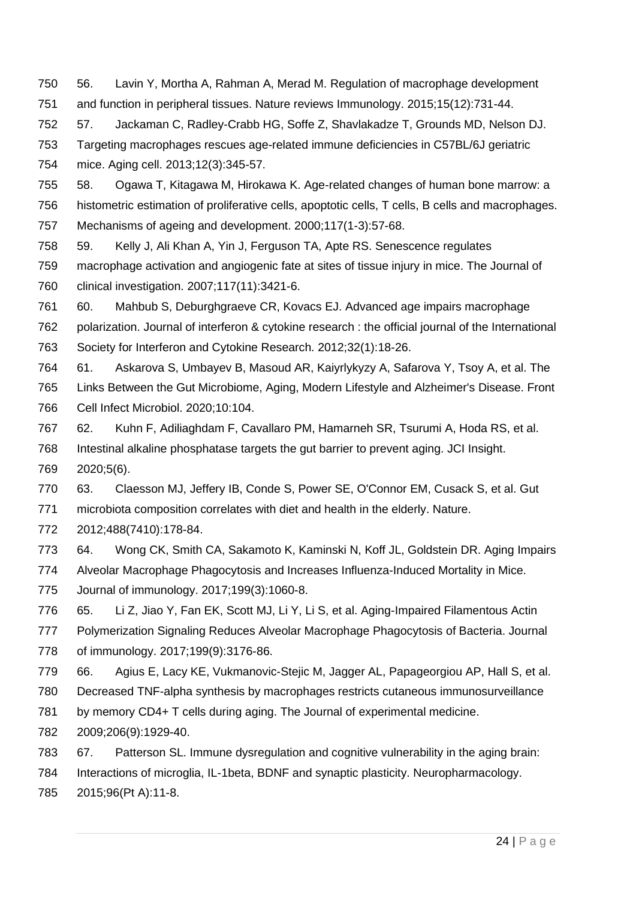56. Lavin Y, Mortha A, Rahman A, Merad M. Regulation of macrophage development and function in peripheral tissues. Nature reviews Immunology. 2015;15(12):731-44.

57. Jackaman C, Radley-Crabb HG, Soffe Z, Shavlakadze T, Grounds MD, Nelson DJ. Targeting macrophages rescues age-related immune deficiencies in C57BL/6J geriatric mice. Aging cell. 2013;12(3):345-57.

58. Ogawa T, Kitagawa M, Hirokawa K. Age-related changes of human bone marrow: a histometric estimation of proliferative cells, apoptotic cells, T cells, B cells and macrophages. Mechanisms of ageing and development. 2000;117(1-3):57-68.

59. Kelly J, Ali Khan A, Yin J, Ferguson TA, Apte RS. Senescence regulates macrophage activation and angiogenic fate at sites of tissue injury in mice. The Journal of clinical investigation. 2007;117(11):3421-6.

60. Mahbub S, Deburghgraeve CR, Kovacs EJ. Advanced age impairs macrophage polarization. Journal of interferon & cytokine research : the official journal of the International Society for Interferon and Cytokine Research. 2012;32(1):18-26.

61. Askarova S, Umbayev B, Masoud AR, Kaiyrlykyzy A, Safarova Y, Tsoy A, et al. The Links Between the Gut Microbiome, Aging, Modern Lifestyle and Alzheimer's Disease. Front Cell Infect Microbiol. 2020;10:104.

62. Kuhn F, Adiliaghdam F, Cavallaro PM, Hamarneh SR, Tsurumi A, Hoda RS, et al. Intestinal alkaline phosphatase targets the gut barrier to prevent aging. JCI Insight. 2020;5(6).

63. Claesson MJ, Jeffery IB, Conde S, Power SE, O'Connor EM, Cusack S, et al. Gut microbiota composition correlates with diet and health in the elderly. Nature. 2012;488(7410):178-84.

64. Wong CK, Smith CA, Sakamoto K, Kaminski N, Koff JL, Goldstein DR. Aging Impairs Alveolar Macrophage Phagocytosis and Increases Influenza-Induced Mortality in Mice. Journal of immunology. 2017;199(3):1060-8.

65. Li Z, Jiao Y, Fan EK, Scott MJ, Li Y, Li S, et al. Aging-Impaired Filamentous Actin Polymerization Signaling Reduces Alveolar Macrophage Phagocytosis of Bacteria. Journal of immunology. 2017;199(9):3176-86.

66. Agius E, Lacy KE, Vukmanovic-Stejic M, Jagger AL, Papageorgiou AP, Hall S, et al. Decreased TNF-alpha synthesis by macrophages restricts cutaneous immunosurveillance by memory CD4+ T cells during aging. The Journal of experimental medicine. 2009;206(9):1929-40.

67. Patterson SL. Immune dysregulation and cognitive vulnerability in the aging brain: Interactions of microglia, IL-1beta, BDNF and synaptic plasticity. Neuropharmacology. 2015;96(Pt A):11-8.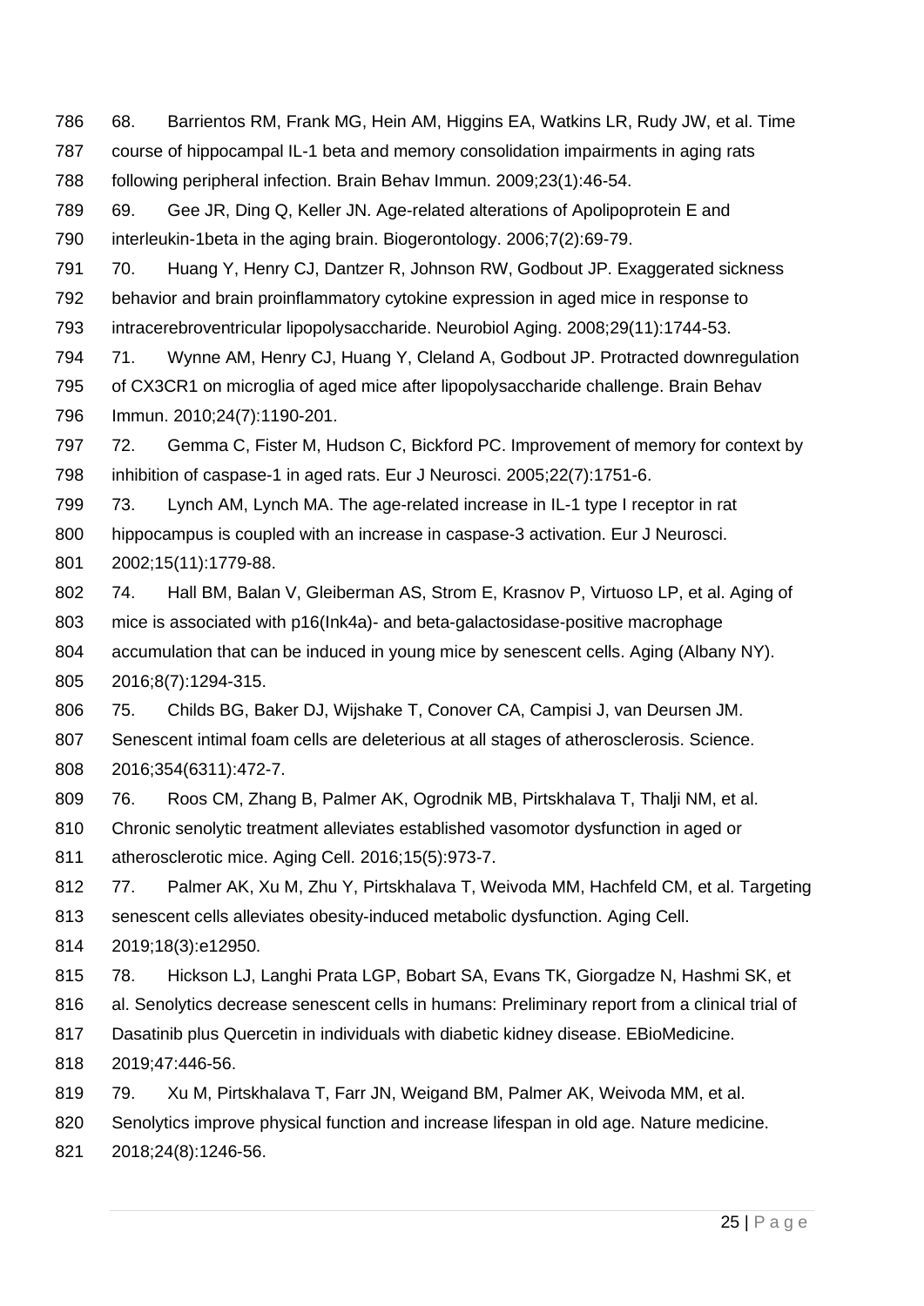68. Barrientos RM, Frank MG, Hein AM, Higgins EA, Watkins LR, Rudy JW, et al. Time course of hippocampal IL-1 beta and memory consolidation impairments in aging rats following peripheral infection. Brain Behav Immun. 2009;23(1):46-54.

69. Gee JR, Ding Q, Keller JN. Age-related alterations of Apolipoprotein E and interleukin-1beta in the aging brain. Biogerontology. 2006;7(2):69-79.

70. Huang Y, Henry CJ, Dantzer R, Johnson RW, Godbout JP. Exaggerated sickness behavior and brain proinflammatory cytokine expression in aged mice in response to intracerebroventricular lipopolysaccharide. Neurobiol Aging. 2008;29(11):1744-53.

71. Wynne AM, Henry CJ, Huang Y, Cleland A, Godbout JP. Protracted downregulation of CX3CR1 on microglia of aged mice after lipopolysaccharide challenge. Brain Behav Immun. 2010;24(7):1190-201.

72. Gemma C, Fister M, Hudson C, Bickford PC. Improvement of memory for context by inhibition of caspase-1 in aged rats. Eur J Neurosci. 2005;22(7):1751-6.

73. Lynch AM, Lynch MA. The age-related increase in IL-1 type I receptor in rat hippocampus is coupled with an increase in caspase-3 activation. Eur J Neurosci. 2002;15(11):1779-88.

74. Hall BM, Balan V, Gleiberman AS, Strom E, Krasnov P, Virtuoso LP, et al. Aging of mice is associated with p16(Ink4a)- and beta-galactosidase-positive macrophage accumulation that can be induced in young mice by senescent cells. Aging (Albany NY). 2016;8(7):1294-315.

75. Childs BG, Baker DJ, Wijshake T, Conover CA, Campisi J, van Deursen JM. Senescent intimal foam cells are deleterious at all stages of atherosclerosis. Science. 2016;354(6311):472-7.

76. Roos CM, Zhang B, Palmer AK, Ogrodnik MB, Pirtskhalava T, Thalji NM, et al. Chronic senolytic treatment alleviates established vasomotor dysfunction in aged or atherosclerotic mice. Aging Cell. 2016;15(5):973-7.

77. Palmer AK, Xu M, Zhu Y, Pirtskhalava T, Weivoda MM, Hachfeld CM, et al. Targeting senescent cells alleviates obesity-induced metabolic dysfunction. Aging Cell. 2019;18(3):e12950.

78. Hickson LJ, Langhi Prata LGP, Bobart SA, Evans TK, Giorgadze N, Hashmi SK, et al. Senolytics decrease senescent cells in humans: Preliminary report from a clinical trial of Dasatinib plus Quercetin in individuals with diabetic kidney disease. EBioMedicine. 2019;47:446-56.

79. Xu M, Pirtskhalava T, Farr JN, Weigand BM, Palmer AK, Weivoda MM, et al. Senolytics improve physical function and increase lifespan in old age. Nature medicine. 2018;24(8):1246-56.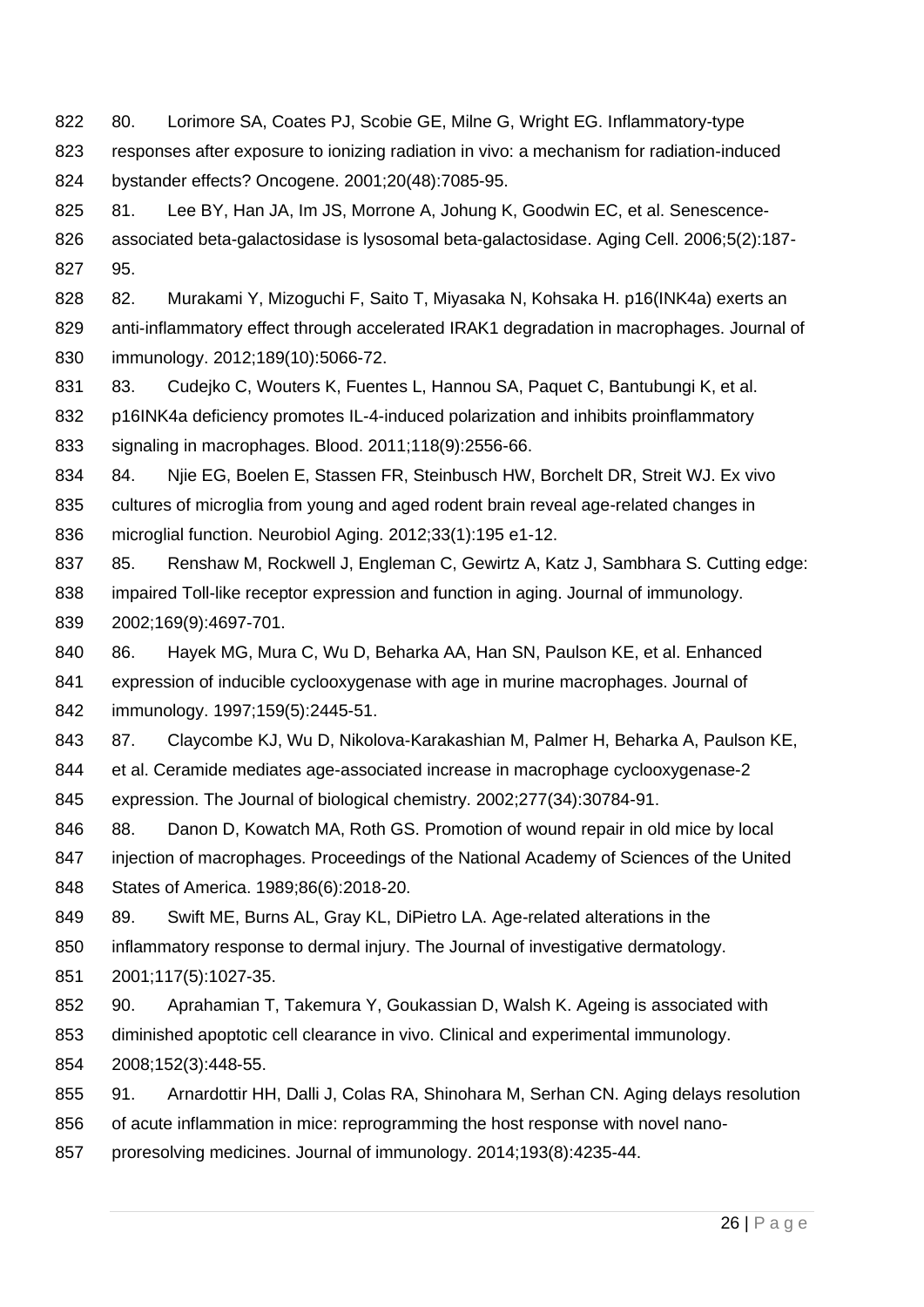80. Lorimore SA, Coates PJ, Scobie GE, Milne G, Wright EG. Inflammatory-type responses after exposure to ionizing radiation in vivo: a mechanism for radiation-induced bystander effects? Oncogene. 2001;20(48):7085-95.

81. Lee BY, Han JA, Im JS, Morrone A, Johung K, Goodwin EC, et al. Senescence-associated beta-galactosidase is lysosomal beta-galactosidase. Aging Cell. 2006;5(2):187-95.

82. Murakami Y, Mizoguchi F, Saito T, Miyasaka N, Kohsaka H. p16(INK4a) exerts an anti-inflammatory effect through accelerated IRAK1 degradation in macrophages. Journal of immunology. 2012;189(10):5066-72.

83. Cudejko C, Wouters K, Fuentes L, Hannou SA, Paquet C, Bantubungi K, et al. p16INK4a deficiency promotes IL-4-induced polarization and inhibits proinflammatory signaling in macrophages. Blood. 2011;118(9):2556-66.

84. Njie EG, Boelen E, Stassen FR, Steinbusch HW, Borchelt DR, Streit WJ. Ex vivo cultures of microglia from young and aged rodent brain reveal age-related changes in microglial function. Neurobiol Aging. 2012;33(1):195 e1-12.

85. Renshaw M, Rockwell J, Engleman C, Gewirtz A, Katz J, Sambhara S. Cutting edge: impaired Toll-like receptor expression and function in aging. Journal of immunology. 2002;169(9):4697-701.

86. Hayek MG, Mura C, Wu D, Beharka AA, Han SN, Paulson KE, et al. Enhanced expression of inducible cyclooxygenase with age in murine macrophages. Journal of immunology. 1997;159(5):2445-51.

87. Claycombe KJ, Wu D, Nikolova-Karakashian M, Palmer H, Beharka A, Paulson KE, et al. Ceramide mediates age-associated increase in macrophage cyclooxygenase-2 expression. The Journal of biological chemistry. 2002;277(34):30784-91.

88. Danon D, Kowatch MA, Roth GS. Promotion of wound repair in old mice by local injection of macrophages. Proceedings of the National Academy of Sciences of the United States of America. 1989;86(6):2018-20.

89. Swift ME, Burns AL, Gray KL, DiPietro LA. Age-related alterations in the inflammatory response to dermal injury. The Journal of investigative dermatology. 2001;117(5):1027-35.

90. Aprahamian T, Takemura Y, Goukassian D, Walsh K. Ageing is associated with diminished apoptotic cell clearance in vivo. Clinical and experimental immunology. 2008;152(3):448-55.

91. Arnardottir HH, Dalli J, Colas RA, Shinohara M, Serhan CN. Aging delays resolution of acute inflammation in mice: reprogramming the host response with novel nano-proresolving medicines. Journal of immunology. 2014;193(8):4235-44.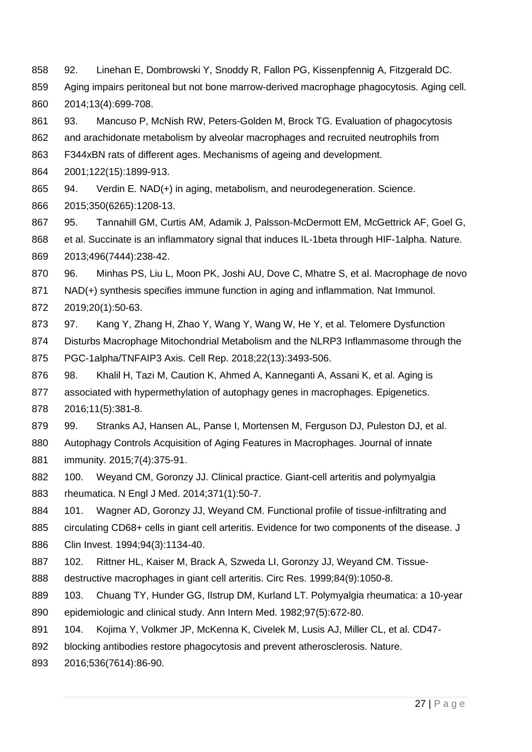92. Linehan E, Dombrowski Y, Snoddy R, Fallon PG, Kissenpfennig A, Fitzgerald DC. Aging impairs peritoneal but not bone marrow-derived macrophage phagocytosis. Aging cell. 2014;13(4):699-708.

93. Mancuso P, McNish RW, Peters-Golden M, Brock TG. Evaluation of phagocytosis and arachidonate metabolism by alveolar macrophages and recruited neutrophils from F344xBN rats of different ages. Mechanisms of ageing and development. 2001;122(15):1899-913.

94. Verdin E. NAD(+) in aging, metabolism, and neurodegeneration. Science. 2015;350(6265):1208-13.

95. Tannahill GM, Curtis AM, Adamik J, Palsson-McDermott EM, McGettrick AF, Goel G, et al. Succinate is an inflammatory signal that induces IL-1beta through HIF-1alpha. Nature. 2013;496(7444):238-42.

96. Minhas PS, Liu L, Moon PK, Joshi AU, Dove C, Mhatre S, et al. Macrophage de novo NAD(+) synthesis specifies immune function in aging and inflammation. Nat Immunol. 2019;20(1):50-63.

97. Kang Y, Zhang H, Zhao Y, Wang Y, Wang W, He Y, et al. Telomere Dysfunction Disturbs Macrophage Mitochondrial Metabolism and the NLRP3 Inflammasome through the PGC-1alpha/TNFAIP3 Axis. Cell Rep. 2018;22(13):3493-506.

98. Khalil H, Tazi M, Caution K, Ahmed A, Kanneganti A, Assani K, et al. Aging is associated with hypermethylation of autophagy genes in macrophages. Epigenetics. 2016;11(5):381-8.

99. Stranks AJ, Hansen AL, Panse I, Mortensen M, Ferguson DJ, Puleston DJ, et al. Autophagy Controls Acquisition of Aging Features in Macrophages. Journal of innate immunity. 2015;7(4):375-91.

100. Weyand CM, Goronzy JJ. Clinical practice. Giant-cell arteritis and polymyalgia rheumatica. N Engl J Med. 2014;371(1):50-7.

101. Wagner AD, Goronzy JJ, Weyand CM. Functional profile of tissue-infiltrating and circulating CD68+ cells in giant cell arteritis. Evidence for two components of the disease. J Clin Invest. 1994;94(3):1134-40.

102. Rittner HL, Kaiser M, Brack A, Szweda LI, Goronzy JJ, Weyand CM. Tissue-destructive macrophages in giant cell arteritis. Circ Res. 1999;84(9):1050-8.

103. Chuang TY, Hunder GG, Ilstrup DM, Kurland LT. Polymyalgia rheumatica: a 10-year epidemiologic and clinical study. Ann Intern Med. 1982;97(5):672-80.

104. Kojima Y, Volkmer JP, McKenna K, Civelek M, Lusis AJ, Miller CL, et al. CD47-blocking antibodies restore phagocytosis and prevent atherosclerosis. Nature. 2016;536(7614):86-90.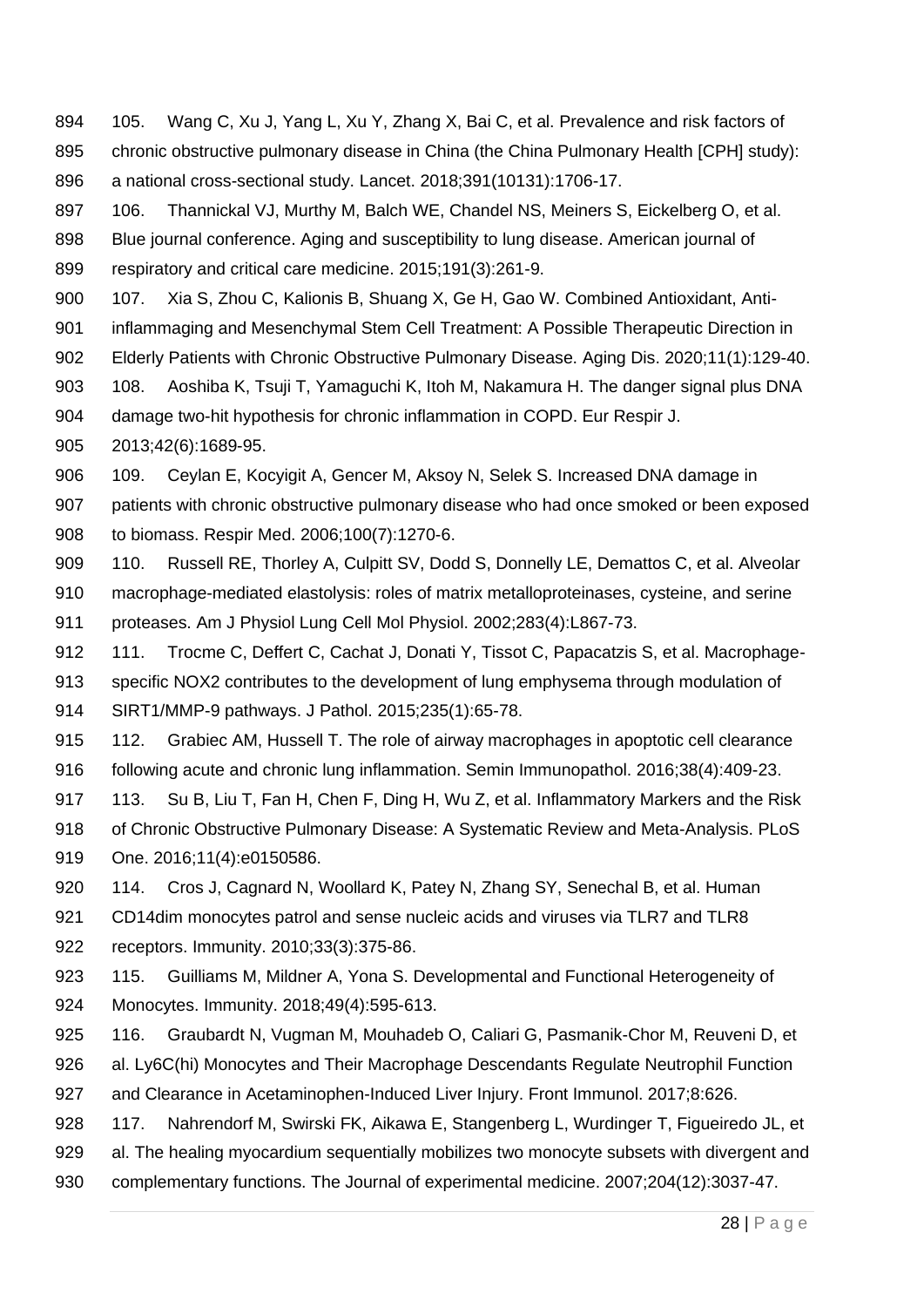105. Wang C, Xu J, Yang L, Xu Y, Zhang X, Bai C, et al. Prevalence and risk factors of chronic obstructive pulmonary disease in China (the China Pulmonary Health [CPH] study): a national cross-sectional study. Lancet. 2018;391(10131):1706-17.

106. Thannickal VJ, Murthy M, Balch WE, Chandel NS, Meiners S, Eickelberg O, et al. Blue journal conference. Aging and susceptibility to lung disease. American journal of respiratory and critical care medicine. 2015;191(3):261-9.

107. Xia S, Zhou C, Kalionis B, Shuang X, Ge H, Gao W. Combined Antioxidant, Anti-inflammaging and Mesenchymal Stem Cell Treatment: A Possible Therapeutic Direction in Elderly Patients with Chronic Obstructive Pulmonary Disease. Aging Dis. 2020;11(1):129-40.

108. Aoshiba K, Tsuji T, Yamaguchi K, Itoh M, Nakamura H. The danger signal plus DNA damage two-hit hypothesis for chronic inflammation in COPD. Eur Respir J. 2013;42(6):1689-95.

109. Ceylan E, Kocyigit A, Gencer M, Aksoy N, Selek S. Increased DNA damage in patients with chronic obstructive pulmonary disease who had once smoked or been exposed to biomass. Respir Med. 2006;100(7):1270-6.

110. Russell RE, Thorley A, Culpitt SV, Dodd S, Donnelly LE, Demattos C, et al. Alveolar macrophage-mediated elastolysis: roles of matrix metalloproteinases, cysteine, and serine proteases. Am J Physiol Lung Cell Mol Physiol. 2002;283(4):L867-73.

111. Trocme C, Deffert C, Cachat J, Donati Y, Tissot C, Papacatzis S, et al. Macrophage-specific NOX2 contributes to the development of lung emphysema through modulation of SIRT1/MMP-9 pathways. J Pathol. 2015;235(1):65-78.

112. Grabiec AM, Hussell T. The role of airway macrophages in apoptotic cell clearance following acute and chronic lung inflammation. Semin Immunopathol. 2016;38(4):409-23.

113. Su B, Liu T, Fan H, Chen F, Ding H, Wu Z, et al. Inflammatory Markers and the Risk of Chronic Obstructive Pulmonary Disease: A Systematic Review and Meta-Analysis. PLoS One. 2016;11(4):e0150586.

114. Cros J, Cagnard N, Woollard K, Patey N, Zhang SY, Senechal B, et al. Human CD14dim monocytes patrol and sense nucleic acids and viruses via TLR7 and TLR8 receptors. Immunity. 2010;33(3):375-86.

115. Guilliams M, Mildner A, Yona S. Developmental and Functional Heterogeneity of Monocytes. Immunity. 2018;49(4):595-613.

116. Graubardt N, Vugman M, Mouhadeb O, Caliari G, Pasmanik-Chor M, Reuveni D, et al. Ly6C(hi) Monocytes and Their Macrophage Descendants Regulate Neutrophil Function and Clearance in Acetaminophen-Induced Liver Injury. Front Immunol. 2017;8:626.

117. Nahrendorf M, Swirski FK, Aikawa E, Stangenberg L, Wurdinger T, Figueiredo JL, et al. The healing myocardium sequentially mobilizes two monocyte subsets with divergent and complementary functions. The Journal of experimental medicine. 2007;204(12):3037-47.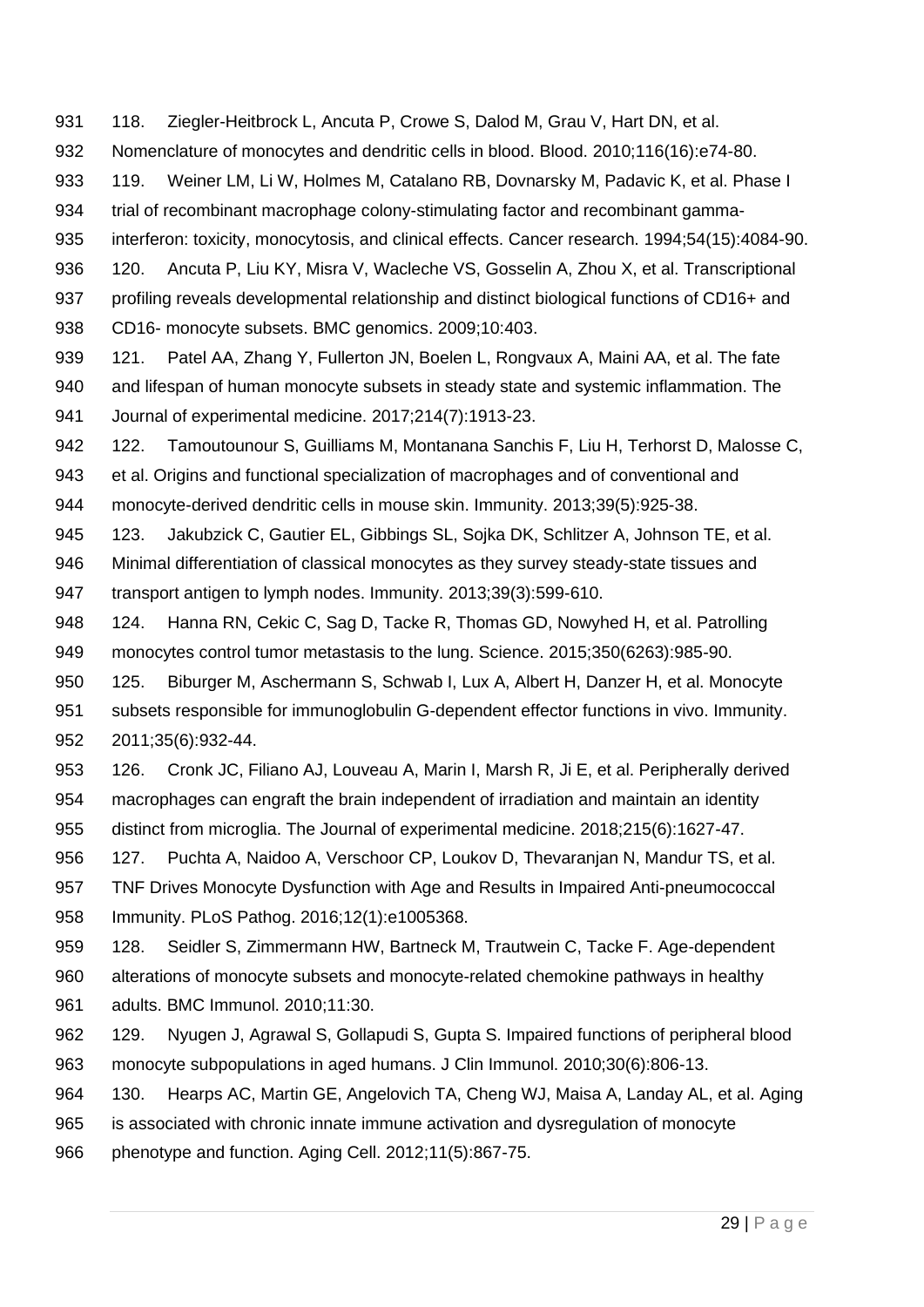118. Ziegler-Heitbrock L, Ancuta P, Crowe S, Dalod M, Grau V, Hart DN, et al. Nomenclature of monocytes and dendritic cells in blood. Blood. 2010;116(16):e74-80.

119. Weiner LM, Li W, Holmes M, Catalano RB, Dovnarsky M, Padavic K, et al. Phase I trial of recombinant macrophage colony-stimulating factor and recombinant gamma-interferon: toxicity, monocytosis, and clinical effects. Cancer research. 1994;54(15):4084-90.

120. Ancuta P, Liu KY, Misra V, Wacleche VS, Gosselin A, Zhou X, et al. Transcriptional profiling reveals developmental relationship and distinct biological functions of CD16+ and CD16- monocyte subsets. BMC genomics. 2009;10:403.

121. Patel AA, Zhang Y, Fullerton JN, Boelen L, Rongvaux A, Maini AA, et al. The fate and lifespan of human monocyte subsets in steady state and systemic inflammation. The Journal of experimental medicine. 2017;214(7):1913-23.

122. Tamoutounour S, Guilliams M, Montanana Sanchis F, Liu H, Terhorst D, Malosse C, et al. Origins and functional specialization of macrophages and of conventional and monocyte-derived dendritic cells in mouse skin. Immunity. 2013;39(5):925-38.

123. Jakubzick C, Gautier EL, Gibbings SL, Sojka DK, Schlitzer A, Johnson TE, et al. Minimal differentiation of classical monocytes as they survey steady-state tissues and transport antigen to lymph nodes. Immunity. 2013;39(3):599-610.

124. Hanna RN, Cekic C, Sag D, Tacke R, Thomas GD, Nowyhed H, et al. Patrolling monocytes control tumor metastasis to the lung. Science. 2015;350(6263):985-90.

125. Biburger M, Aschermann S, Schwab I, Lux A, Albert H, Danzer H, et al. Monocyte subsets responsible for immunoglobulin G-dependent effector functions in vivo. Immunity. 2011;35(6):932-44.

126. Cronk JC, Filiano AJ, Louveau A, Marin I, Marsh R, Ji E, et al. Peripherally derived macrophages can engraft the brain independent of irradiation and maintain an identity distinct from microglia. The Journal of experimental medicine. 2018;215(6):1627-47.

127. Puchta A, Naidoo A, Verschoor CP, Loukov D, Thevaranjan N, Mandur TS, et al. TNF Drives Monocyte Dysfunction with Age and Results in Impaired Anti-pneumococcal Immunity. PLoS Pathog. 2016;12(1):e1005368.

128. Seidler S, Zimmermann HW, Bartneck M, Trautwein C, Tacke F. Age-dependent alterations of monocyte subsets and monocyte-related chemokine pathways in healthy adults. BMC Immunol. 2010;11:30.

129. Nyugen J, Agrawal S, Gollapudi S, Gupta S. Impaired functions of peripheral blood monocyte subpopulations in aged humans. J Clin Immunol. 2010;30(6):806-13.

130. Hearps AC, Martin GE, Angelovich TA, Cheng WJ, Maisa A, Landay AL, et al. Aging is associated with chronic innate immune activation and dysregulation of monocyte phenotype and function. Aging Cell. 2012;11(5):867-75.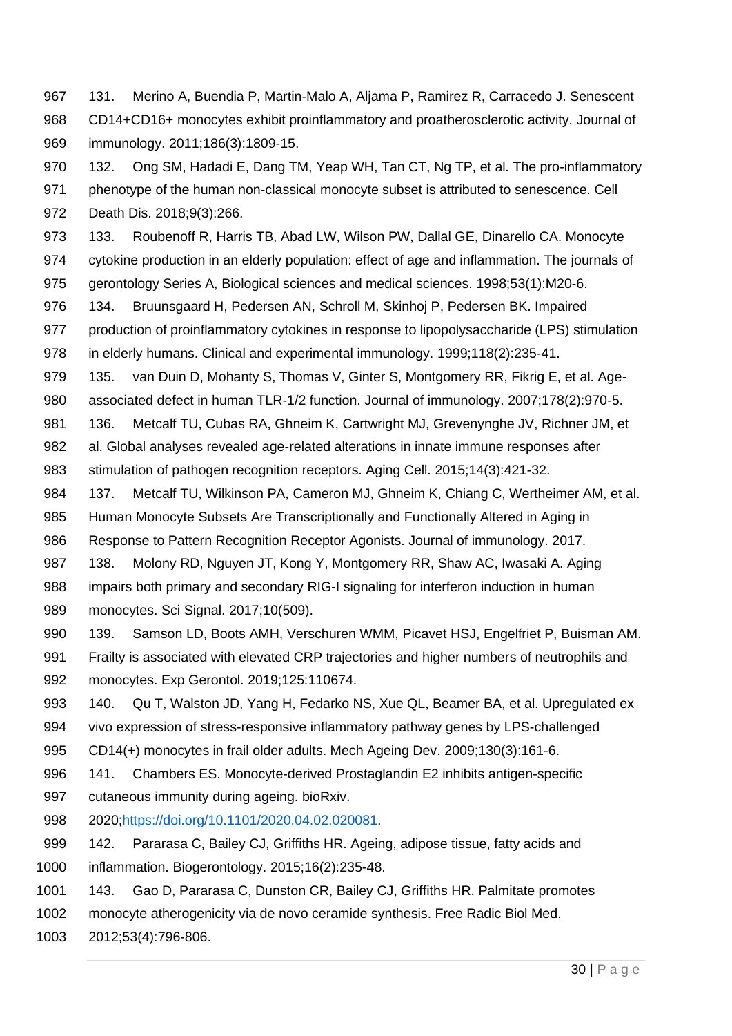131. Merino A, Buendia P, Martin-Malo A, Aljama P, Ramirez R, Carracedo J. Senescent CD14+CD16+ monocytes exhibit proinflammatory and proatherosclerotic activity. Journal of immunology. 2011;186(3):1809-15.

132. Ong SM, Hadadi E, Dang TM, Yeap WH, Tan CT, Ng TP, et al. The pro-inflammatory phenotype of the human non-classical monocyte subset is attributed to senescence. Cell Death Dis. 2018;9(3):266.

133. Roubenoff R, Harris TB, Abad LW, Wilson PW, Dallal GE, Dinarello CA. Monocyte cytokine production in an elderly population: effect of age and inflammation. The journals of gerontology Series A, Biological sciences and medical sciences. 1998;53(1):M20-6.

134. Bruunsgaard H, Pedersen AN, Schroll M, Skinhoj P, Pedersen BK. Impaired production of proinflammatory cytokines in response to lipopolysaccharide (LPS) stimulation in elderly humans. Clinical and experimental immunology. 1999;118(2):235-41.

135. van Duin D, Mohanty S, Thomas V, Ginter S, Montgomery RR, Fikrig E, et al. Age-associated defect in human TLR-1/2 function. Journal of immunology. 2007;178(2):970-5.

136. Metcalf TU, Cubas RA, Ghneim K, Cartwright MJ, Grevenynghe JV, Richner JM, et al. Global analyses revealed age-related alterations in innate immune responses after stimulation of pathogen recognition receptors. Aging Cell. 2015;14(3):421-32.

137. Metcalf TU, Wilkinson PA, Cameron MJ, Ghneim K, Chiang C, Wertheimer AM, et al. Human Monocyte Subsets Are Transcriptionally and Functionally Altered in Aging in Response to Pattern Recognition Receptor Agonists. Journal of immunology. 2017.

138. Molony RD, Nguyen JT, Kong Y, Montgomery RR, Shaw AC, Iwasaki A. Aging impairs both primary and secondary RIG-I signaling for interferon induction in human monocytes. Sci Signal. 2017;10(509).

139. Samson LD, Boots AMH, Verschuren WMM, Picavet HSJ, Engelfriet P, Buisman AM. Frailty is associated with elevated CRP trajectories and higher numbers of neutrophils and monocytes. Exp Gerontol. 2019;125:110674.

140. Qu T, Walston JD, Yang H, Fedarko NS, Xue QL, Beamer BA, et al. Upregulated ex vivo expression of stress-responsive inflammatory pathway genes by LPS-challenged CD14(+) monocytes in frail older adults. Mech Ageing Dev. 2009;130(3):161-6.

141. Chambers ES. Monocyte-derived Prostaglandin E2 inhibits antigen-specific cutaneous immunity during ageing. bioRxiv. 2020;https://doi.org/10.1101/2020.04.02.020081.

142. Pararasa C, Bailey CJ, Griffiths HR. Ageing, adipose tissue, fatty acids and inflammation. Biogerontology. 2015;16(2):235-48.

143. Gao D, Pararasa C, Dunston CR, Bailey CJ, Griffiths HR. Palmitate promotes monocyte atherogenicity via de novo ceramide synthesis. Free Radic Biol Med. 2012;53(4):796-806.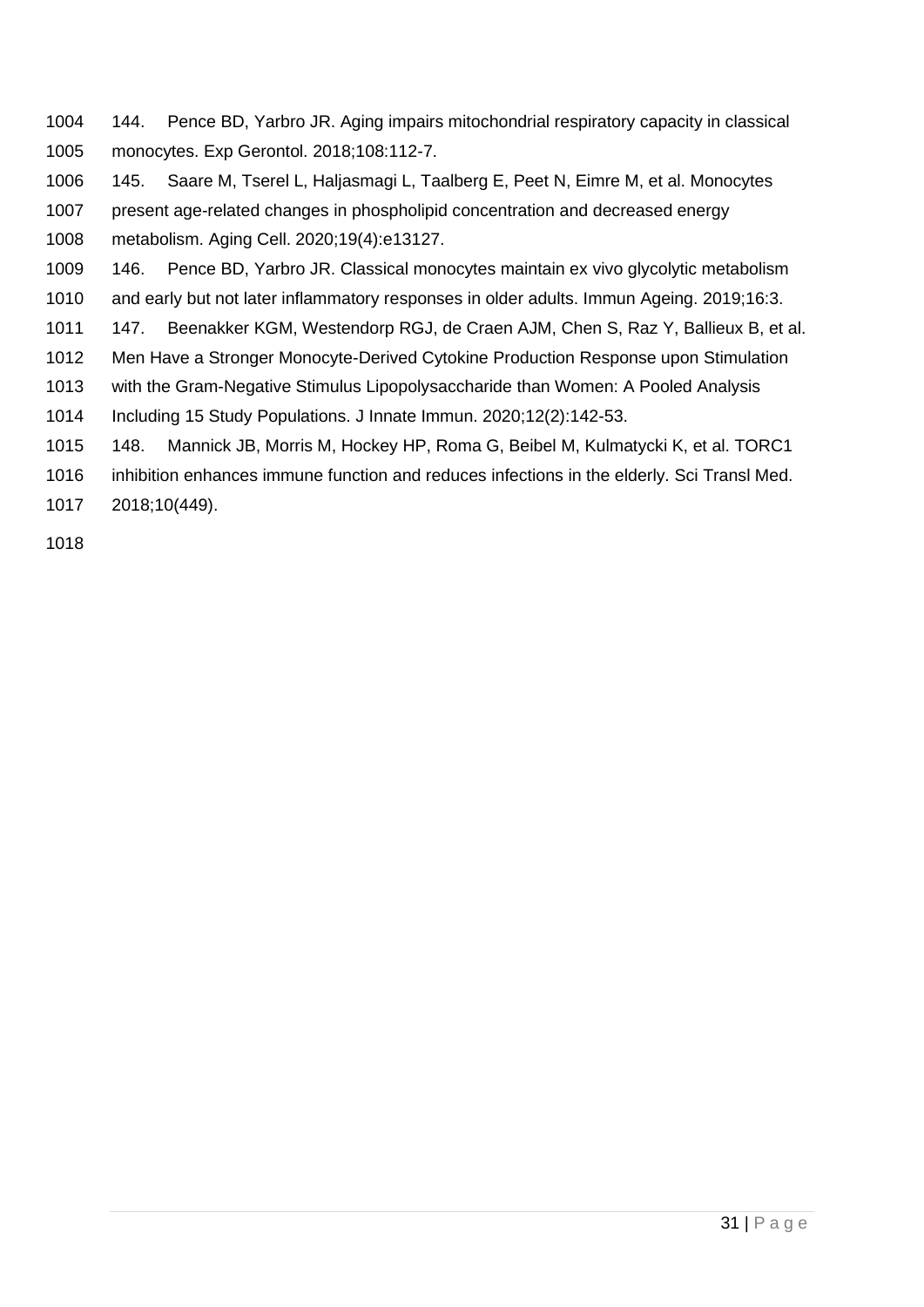144. Pence BD, Yarbro JR. Aging impairs mitochondrial respiratory capacity in classical monocytes. Exp Gerontol. 2018;108:112-7.

145. Saare M, Tserel L, Haljasmagi L, Taalberg E, Peet N, Eimre M, et al. Monocytes present age-related changes in phospholipid concentration and decreased energy metabolism. Aging Cell. 2020;19(4):e13127.

146. Pence BD, Yarbro JR. Classical monocytes maintain ex vivo glycolytic metabolism and early but not later inflammatory responses in older adults. Immun Ageing. 2019;16:3.

147. Beenakker KGM, Westendorp RGJ, de Craen AJM, Chen S, Raz Y, Ballieux B, et al. Men Have a Stronger Monocyte-Derived Cytokine Production Response upon Stimulation with the Gram-Negative Stimulus Lipopolysaccharide than Women: A Pooled Analysis Including 15 Study Populations. J Innate Immun. 2020;12(2):142-53.

148. Mannick JB, Morris M, Hockey HP, Roma G, Beibel M, Kulmatycki K, et al. TORC1 inhibition enhances immune function and reduces infections in the elderly. Sci Transl Med. 2018;10(449).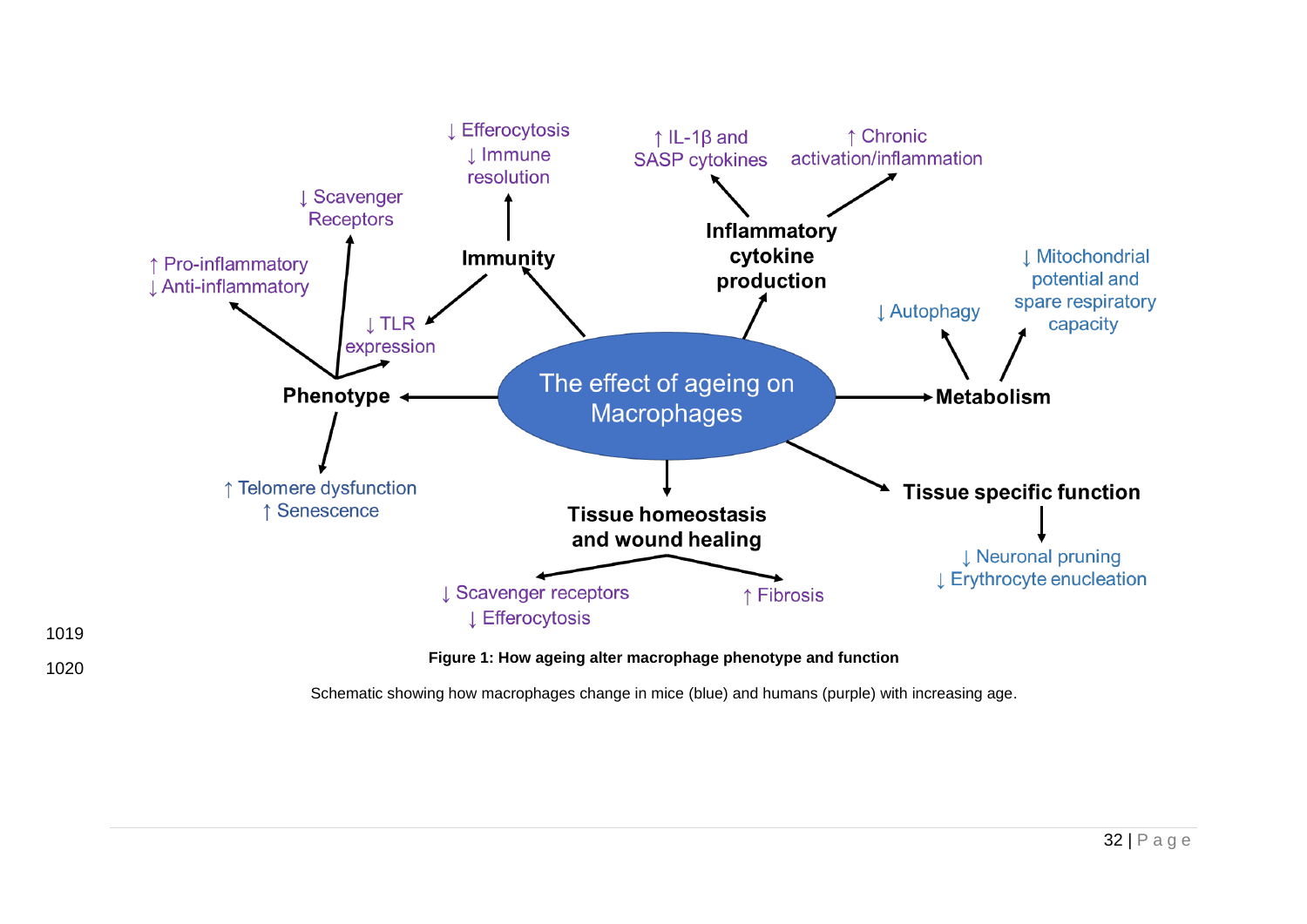The effect of ageing on Macrophages

**Phenotype**
- ↑ Pro-inflammatory
- ↓ Anti-inflammatory
- ↓ Scavenger Receptors
- ↓ TLR expression
- ↑ Telomere dysfunction
- ↑ Senescence

**Immunity**
- ↓ Efferocytosis
- ↓ Immune resolution
- ↓ TLR expression

**Inflammatory cytokine production**
- ↑ IL-1β and SASP cytokines
- ↑ Chronic activation/inflammation

**Metabolism**
- ↓ Autophagy
- ↓ Mitochondrial potential and spare respiratory capacity

**Tissue specific function**
- ↓ Neuronal pruning
- ↓ Erythrocyte enucleation

**Tissue homeostasis and wound healing**
- ↓ Scavenger receptors
- ↓ Efferocytosis
- ↑ Fibrosis

**Figure 1: How ageing alter macrophage phenotype and function**

Schematic showing how macrophages change in mice (blue) and humans (purple) with increasing age.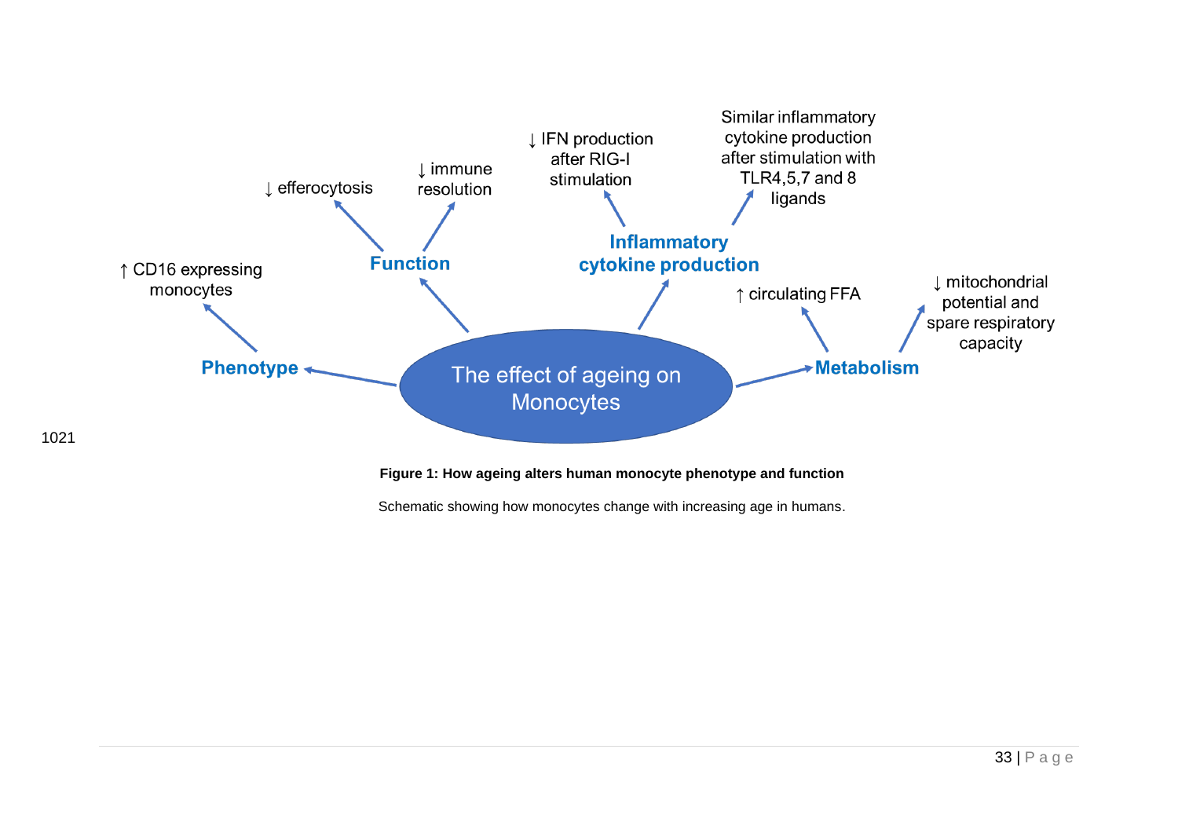The effect of ageing on Monocytes

Phenotype

↑ CD16 expressing monocytes

Function

↓ efferocytosis

↓ immune resolution

Inflammatory cytokine production

↓ IFN production after RIG-I stimulation

Similar inflammatory cytokine production after stimulation with TLR4,5,7 and 8 ligands

Metabolism

↑ circulating FFA

↓ mitochondrial potential and spare respiratory capacity

1021

**Figure 1: How ageing alters human monocyte phenotype and function**

Schematic showing how monocytes change with increasing age in humans.